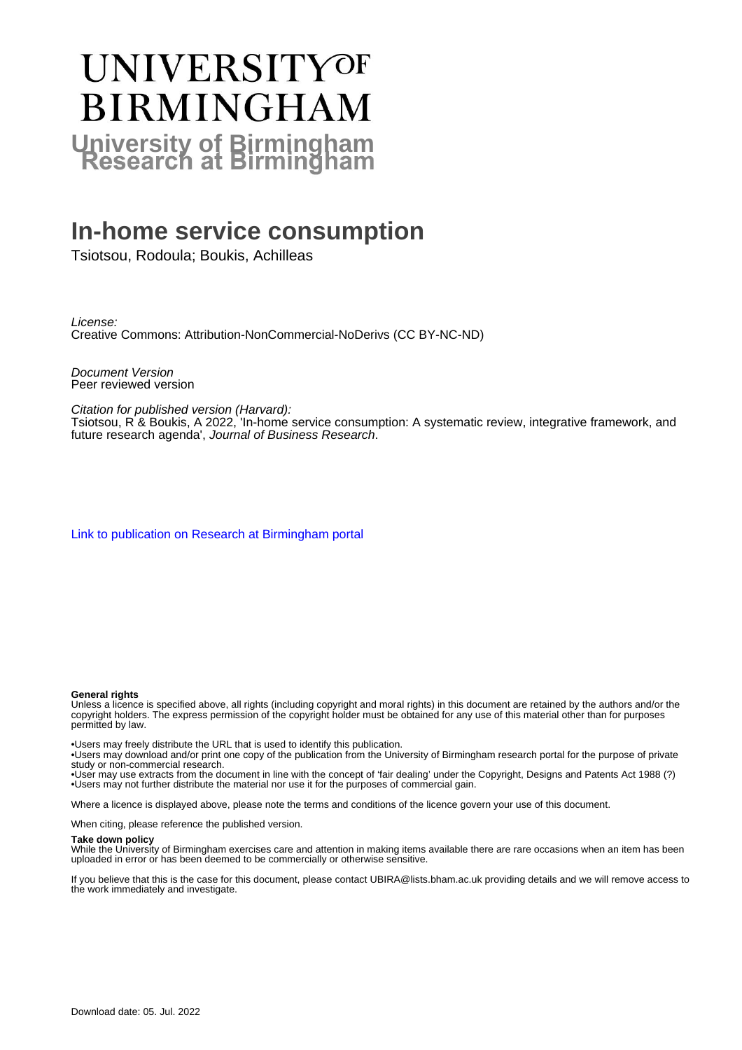# UNIVERSITY OF BIRMINGHAM

**University of Birmingham Research at Birmingham**

# In-home service consumption

Tsiotsou, Rodoula; Boukis, Achilleas

*License:*
Creative Commons: Attribution-NonCommercial-NoDerivs (CC BY-NC-ND)

*Document Version*
Peer reviewed version

*Citation for published version (Harvard):*
Tsiotsou, R & Boukis, A 2022, 'In-home service consumption: A systematic review, integrative framework, and future research agenda', *Journal of Business Research*.

[Link to publication on Research at Birmingham portal]

**General rights**
Unless a licence is specified above, all rights (including copyright and moral rights) in this document are retained by the authors and/or the copyright holders. The express permission of the copyright holder must be obtained for any use of this material other than for purposes permitted by law.

- Users may freely distribute the URL that is used to identify this publication.
- Users may download and/or print one copy of the publication from the University of Birmingham research portal for the purpose of private study or non-commercial research.
- User may use extracts from the document in line with the concept of 'fair dealing' under the Copyright, Designs and Patents Act 1988 (?)
- Users may not further distribute the material nor use it for the purposes of commercial gain.

Where a licence is displayed above, please note the terms and conditions of the licence govern your use of this document.

When citing, please reference the published version.

**Take down policy**
While the University of Birmingham exercises care and attention in making items available there are rare occasions when an item has been uploaded in error or has been deemed to be commercially or otherwise sensitive.

If you believe that this is the case for this document, please contact UBIRA@lists.bham.ac.uk providing details and we will remove access to the work immediately and investigate.

Download date: 05. Jul. 2022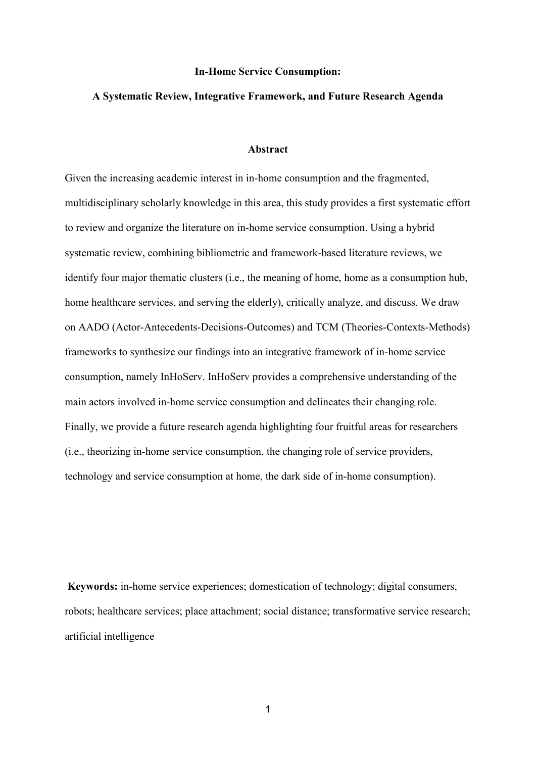**In-Home Service Consumption:**

**A Systematic Review, Integrative Framework, and Future Research Agenda**

**Abstract**

Given the increasing academic interest in in-home consumption and the fragmented, multidisciplinary scholarly knowledge in this area, this study provides a first systematic effort to review and organize the literature on in-home service consumption. Using a hybrid systematic review, combining bibliometric and framework-based literature reviews, we identify four major thematic clusters (i.e., the meaning of home, home as a consumption hub, home healthcare services, and serving the elderly), critically analyze, and discuss. We draw on AADO (Actor-Antecedents-Decisions-Outcomes) and TCM (Theories-Contexts-Methods) frameworks to synthesize our findings into an integrative framework of in-home service consumption, namely InHoServ. InHoServ provides a comprehensive understanding of the main actors involved in-home service consumption and delineates their changing role. Finally, we provide a future research agenda highlighting four fruitful areas for researchers (i.e., theorizing in-home service consumption, the changing role of service providers, technology and service consumption at home, the dark side of in-home consumption).

**Keywords:** in-home service experiences; domestication of technology; digital consumers, robots; healthcare services; place attachment; social distance; transformative service research; artificial intelligence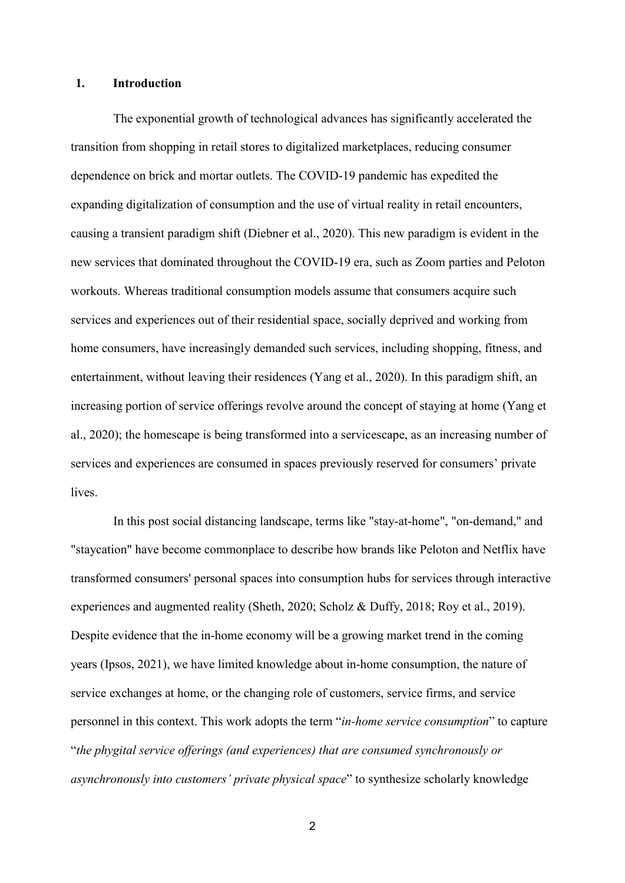## 1. Introduction

The exponential growth of technological advances has significantly accelerated the transition from shopping in retail stores to digitalized marketplaces, reducing consumer dependence on brick and mortar outlets. The COVID-19 pandemic has expedited the expanding digitalization of consumption and the use of virtual reality in retail encounters, causing a transient paradigm shift (Diebner et al., 2020). This new paradigm is evident in the new services that dominated throughout the COVID-19 era, such as Zoom parties and Peloton workouts. Whereas traditional consumption models assume that consumers acquire such services and experiences out of their residential space, socially deprived and working from home consumers, have increasingly demanded such services, including shopping, fitness, and entertainment, without leaving their residences (Yang et al., 2020). In this paradigm shift, an increasing portion of service offerings revolve around the concept of staying at home (Yang et al., 2020); the homescape is being transformed into a servicescape, as an increasing number of services and experiences are consumed in spaces previously reserved for consumers' private lives.

In this post social distancing landscape, terms like "stay-at-home", "on-demand," and "staycation" have become commonplace to describe how brands like Peloton and Netflix have transformed consumers' personal spaces into consumption hubs for services through interactive experiences and augmented reality (Sheth, 2020; Scholz & Duffy, 2018; Roy et al., 2019). Despite evidence that the in-home economy will be a growing market trend in the coming years (Ipsos, 2021), we have limited knowledge about in-home consumption, the nature of service exchanges at home, or the changing role of customers, service firms, and service personnel in this context. This work adopts the term "*in-home service consumption*" to capture "*the phygital service offerings (and experiences) that are consumed synchronously or asynchronously into customers' private physical space*" to synthesize scholarly knowledge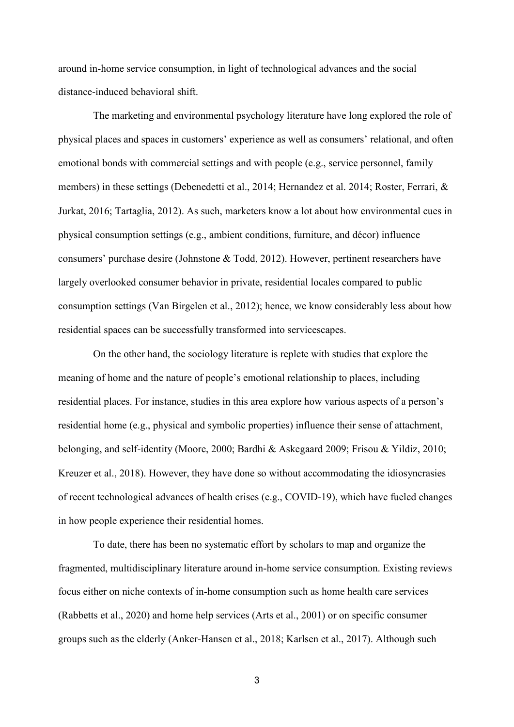around in-home service consumption, in light of technological advances and the social distance-induced behavioral shift.

The marketing and environmental psychology literature have long explored the role of physical places and spaces in customers' experience as well as consumers' relational, and often emotional bonds with commercial settings and with people (e.g., service personnel, family members) in these settings (Debenedetti et al., 2014; Hernandez et al. 2014; Roster, Ferrari, & Jurkat, 2016; Tartaglia, 2012). As such, marketers know a lot about how environmental cues in physical consumption settings (e.g., ambient conditions, furniture, and décor) influence consumers' purchase desire (Johnstone & Todd, 2012). However, pertinent researchers have largely overlooked consumer behavior in private, residential locales compared to public consumption settings (Van Birgelen et al., 2012); hence, we know considerably less about how residential spaces can be successfully transformed into servicescapes.

On the other hand, the sociology literature is replete with studies that explore the meaning of home and the nature of people's emotional relationship to places, including residential places. For instance, studies in this area explore how various aspects of a person's residential home (e.g., physical and symbolic properties) influence their sense of attachment, belonging, and self-identity (Moore, 2000; Bardhi & Askegaard 2009; Frisou & Yildiz, 2010; Kreuzer et al., 2018). However, they have done so without accommodating the idiosyncrasies of recent technological advances of health crises (e.g., COVID-19), which have fueled changes in how people experience their residential homes.

To date, there has been no systematic effort by scholars to map and organize the fragmented, multidisciplinary literature around in-home service consumption. Existing reviews focus either on niche contexts of in-home consumption such as home health care services (Rabbetts et al., 2020) and home help services (Arts et al., 2001) or on specific consumer groups such as the elderly (Anker-Hansen et al., 2018; Karlsen et al., 2017). Although such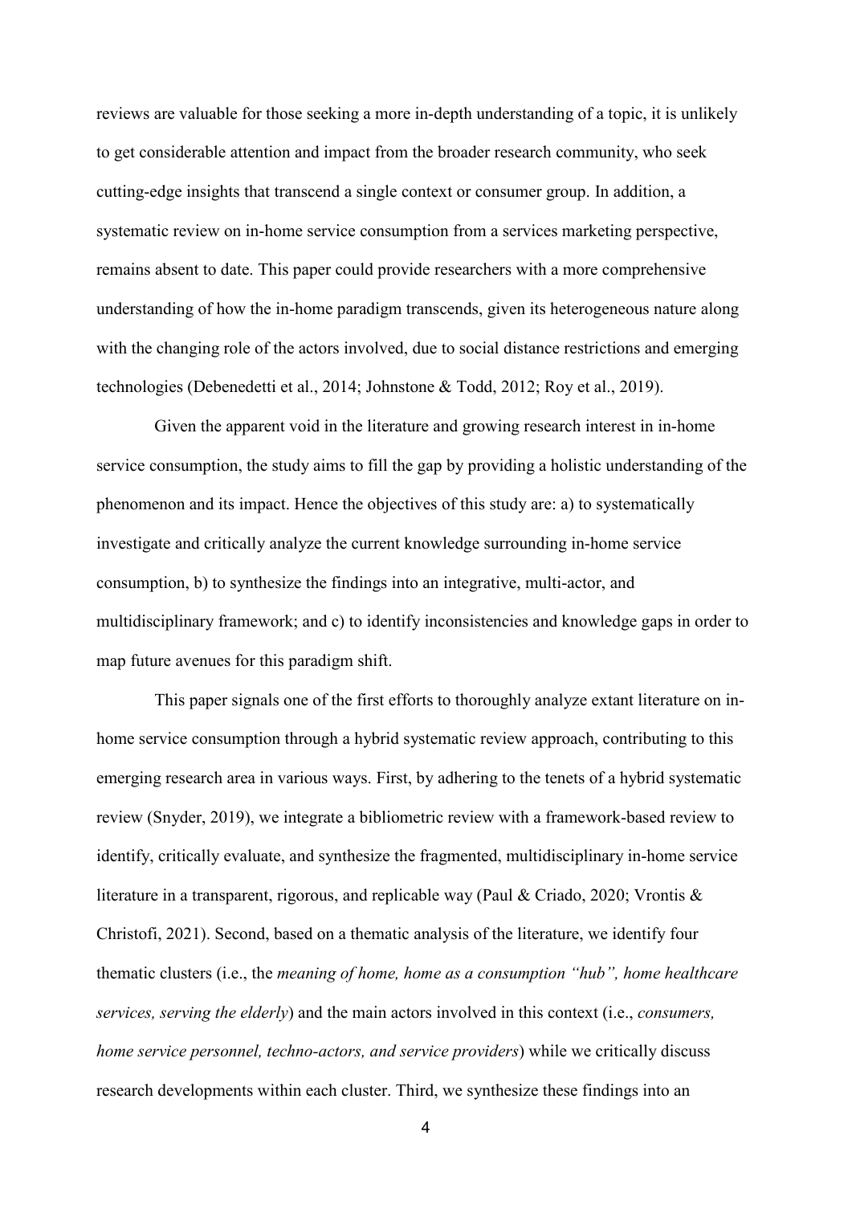reviews are valuable for those seeking a more in-depth understanding of a topic, it is unlikely to get considerable attention and impact from the broader research community, who seek cutting-edge insights that transcend a single context or consumer group. In addition, a systematic review on in-home service consumption from a services marketing perspective, remains absent to date. This paper could provide researchers with a more comprehensive understanding of how the in-home paradigm transcends, given its heterogeneous nature along with the changing role of the actors involved, due to social distance restrictions and emerging technologies (Debenedetti et al., 2014; Johnstone & Todd, 2012; Roy et al., 2019).

Given the apparent void in the literature and growing research interest in in-home service consumption, the study aims to fill the gap by providing a holistic understanding of the phenomenon and its impact. Hence the objectives of this study are: a) to systematically investigate and critically analyze the current knowledge surrounding in-home service consumption, b) to synthesize the findings into an integrative, multi-actor, and multidisciplinary framework; and c) to identify inconsistencies and knowledge gaps in order to map future avenues for this paradigm shift.

This paper signals one of the first efforts to thoroughly analyze extant literature on in-home service consumption through a hybrid systematic review approach, contributing to this emerging research area in various ways. First, by adhering to the tenets of a hybrid systematic review (Snyder, 2019), we integrate a bibliometric review with a framework-based review to identify, critically evaluate, and synthesize the fragmented, multidisciplinary in-home service literature in a transparent, rigorous, and replicable way (Paul & Criado, 2020; Vrontis & Christofi, 2021). Second, based on a thematic analysis of the literature, we identify four thematic clusters (i.e., the *meaning of home, home as a consumption "hub", home healthcare services, serving the elderly*) and the main actors involved in this context (i.e., *consumers, home service personnel, techno-actors, and service providers*) while we critically discuss research developments within each cluster. Third, we synthesize these findings into an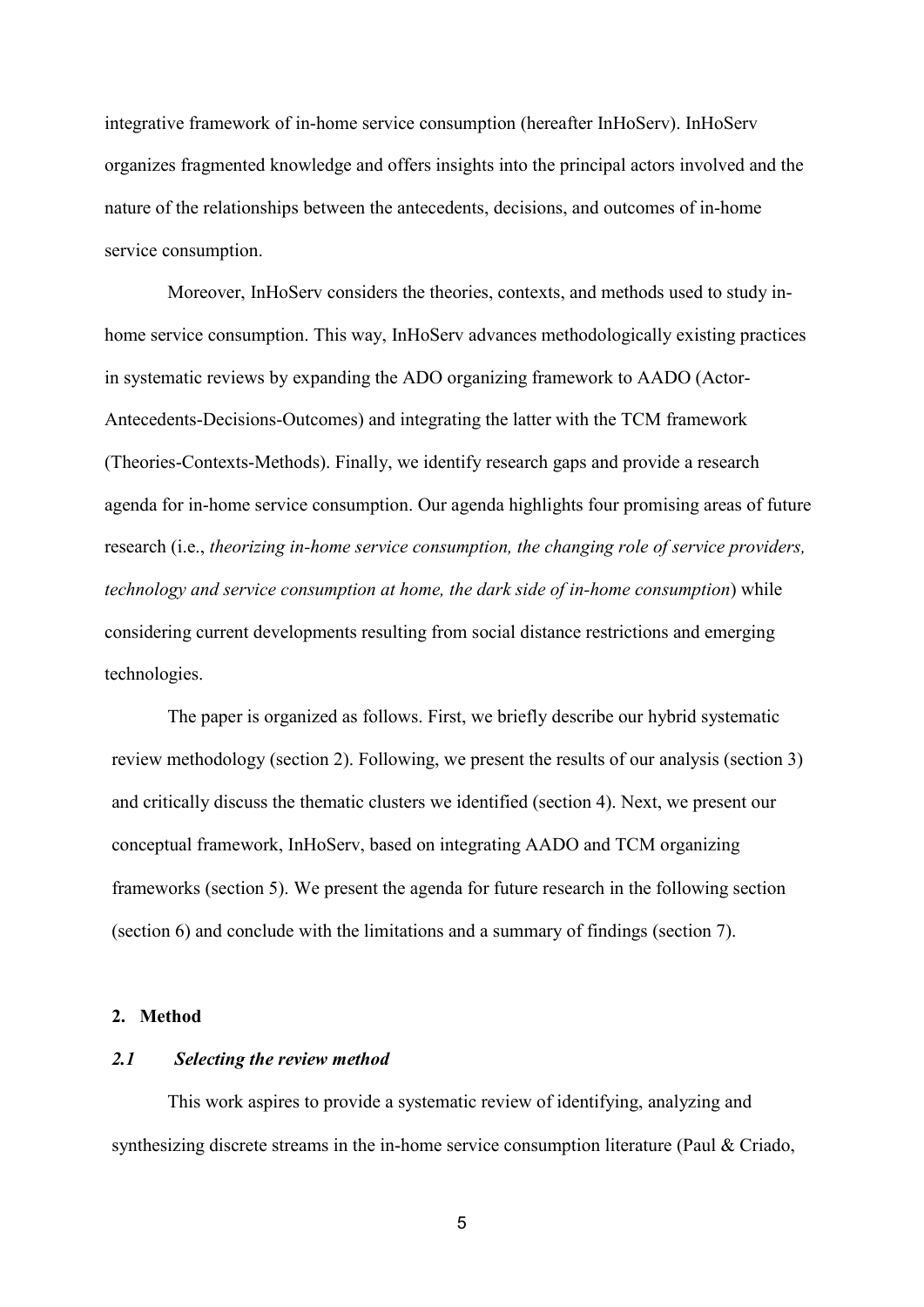integrative framework of in-home service consumption (hereafter InHoServ). InHoServ organizes fragmented knowledge and offers insights into the principal actors involved and the nature of the relationships between the antecedents, decisions, and outcomes of in-home service consumption.

Moreover, InHoServ considers the theories, contexts, and methods used to study in-home service consumption. This way, InHoServ advances methodologically existing practices in systematic reviews by expanding the ADO organizing framework to AADO (Actor-Antecedents-Decisions-Outcomes) and integrating the latter with the TCM framework (Theories-Contexts-Methods). Finally, we identify research gaps and provide a research agenda for in-home service consumption. Our agenda highlights four promising areas of future research (i.e., *theorizing in-home service consumption, the changing role of service providers, technology and service consumption at home, the dark side of in-home consumption*) while considering current developments resulting from social distance restrictions and emerging technologies.

The paper is organized as follows. First, we briefly describe our hybrid systematic review methodology (section 2). Following, we present the results of our analysis (section 3) and critically discuss the thematic clusters we identified (section 4). Next, we present our conceptual framework, InHoServ, based on integrating AADO and TCM organizing frameworks (section 5). We present the agenda for future research in the following section (section 6) and conclude with the limitations and a summary of findings (section 7).

## 2. Method

### *2.1 Selecting the review method*

This work aspires to provide a systematic review of identifying, analyzing and synthesizing discrete streams in the in-home service consumption literature (Paul & Criado,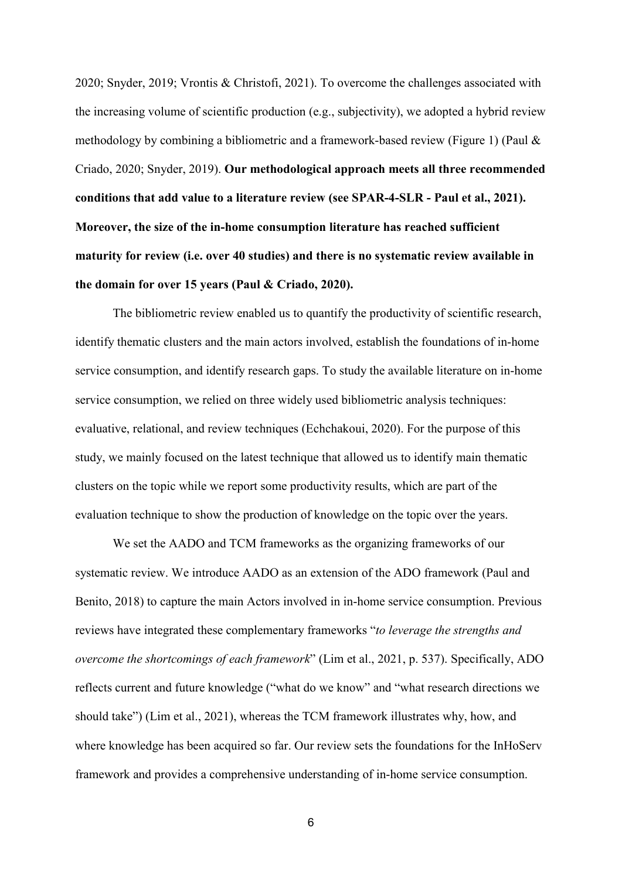2020; Snyder, 2019; Vrontis & Christofi, 2021). To overcome the challenges associated with the increasing volume of scientific production (e.g., subjectivity), we adopted a hybrid review methodology by combining a bibliometric and a framework-based review (Figure 1) (Paul & Criado, 2020; Snyder, 2019). **Our methodological approach meets all three recommended conditions that add value to a literature review (see SPAR-4-SLR - Paul et al., 2021). Moreover, the size of the in-home consumption literature has reached sufficient maturity for review (i.e. over 40 studies) and there is no systematic review available in the domain for over 15 years (Paul & Criado, 2020).**

The bibliometric review enabled us to quantify the productivity of scientific research, identify thematic clusters and the main actors involved, establish the foundations of in-home service consumption, and identify research gaps. To study the available literature on in-home service consumption, we relied on three widely used bibliometric analysis techniques: evaluative, relational, and review techniques (Echchakoui, 2020). For the purpose of this study, we mainly focused on the latest technique that allowed us to identify main thematic clusters on the topic while we report some productivity results, which are part of the evaluation technique to show the production of knowledge on the topic over the years.

We set the AADO and TCM frameworks as the organizing frameworks of our systematic review. We introduce AADO as an extension of the ADO framework (Paul and Benito, 2018) to capture the main Actors involved in in-home service consumption. Previous reviews have integrated these complementary frameworks "*to leverage the strengths and overcome the shortcomings of each framework*" (Lim et al., 2021, p. 537). Specifically, ADO reflects current and future knowledge ("what do we know" and "what research directions we should take") (Lim et al., 2021), whereas the TCM framework illustrates why, how, and where knowledge has been acquired so far. Our review sets the foundations for the InHoServ framework and provides a comprehensive understanding of in-home service consumption.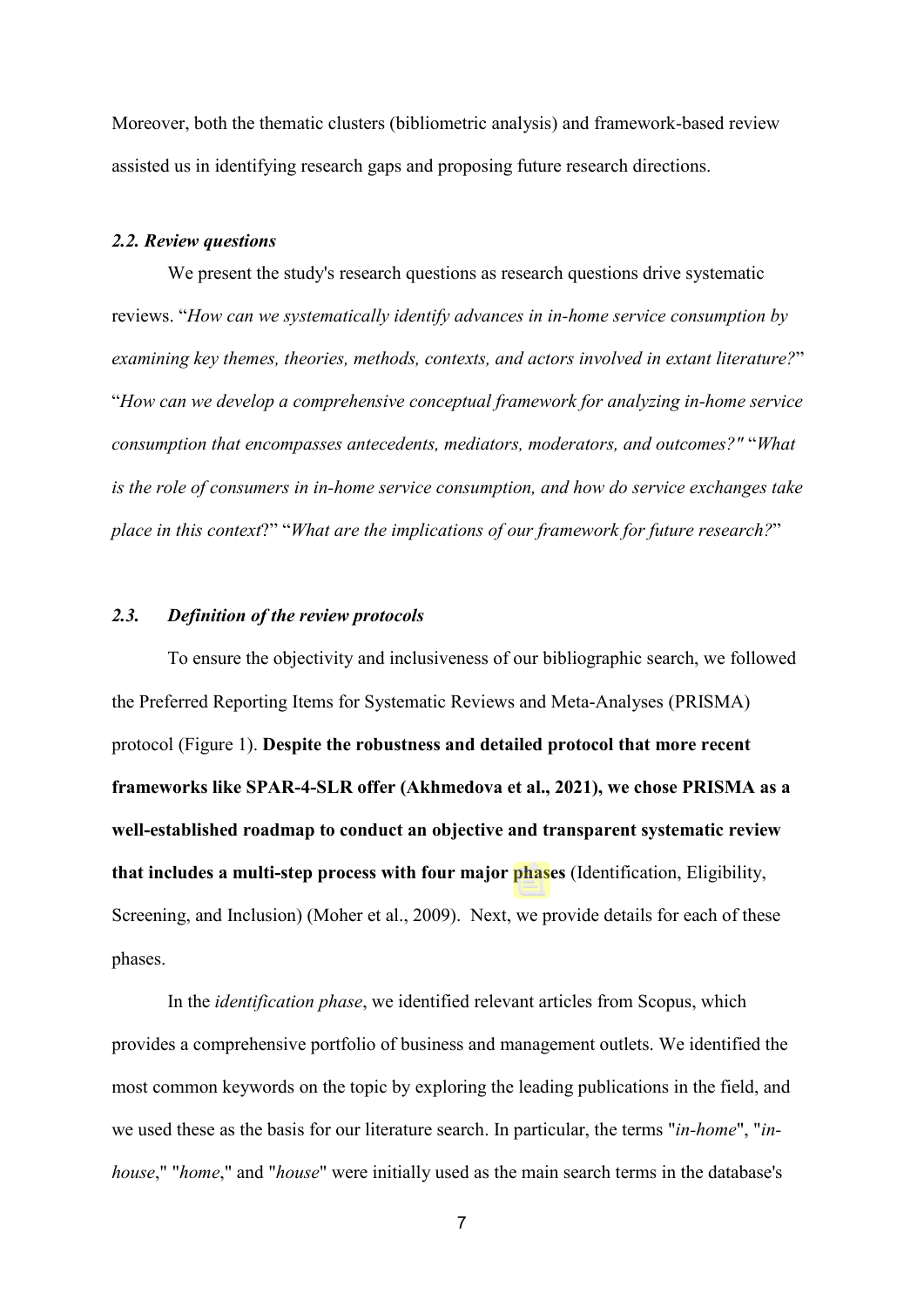Moreover, both the thematic clusters (bibliometric analysis) and framework-based review assisted us in identifying research gaps and proposing future research directions.

### *2.2. Review questions*

We present the study's research questions as research questions drive systematic reviews. "*How can we systematically identify advances in in-home service consumption by examining key themes, theories, methods, contexts, and actors involved in extant literature?*" "*How can we develop a comprehensive conceptual framework for analyzing in-home service consumption that encompasses antecedents, mediators, moderators, and outcomes?"* "*What is the role of consumers in in-home service consumption, and how do service exchanges take place in this context*?" "*What are the implications of our framework for future research?*"

### *2.3. Definition of the review protocols*

To ensure the objectivity and inclusiveness of our bibliographic search, we followed the Preferred Reporting Items for Systematic Reviews and Meta-Analyses (PRISMA) protocol (Figure 1). **Despite the robustness and detailed protocol that more recent frameworks like SPAR-4-SLR offer (Akhmedova et al., 2021), we chose PRISMA as a well-established roadmap to conduct an objective and transparent systematic review that includes a multi-step process with four major phases** (Identification, Eligibility, Screening, and Inclusion) (Moher et al., 2009). Next, we provide details for each of these phases.

In the *identification phase*, we identified relevant articles from Scopus, which provides a comprehensive portfolio of business and management outlets. We identified the most common keywords on the topic by exploring the leading publications in the field, and we used these as the basis for our literature search. In particular, the terms "*in-home*", "*in-house*," "*home*," and "*house*" were initially used as the main search terms in the database's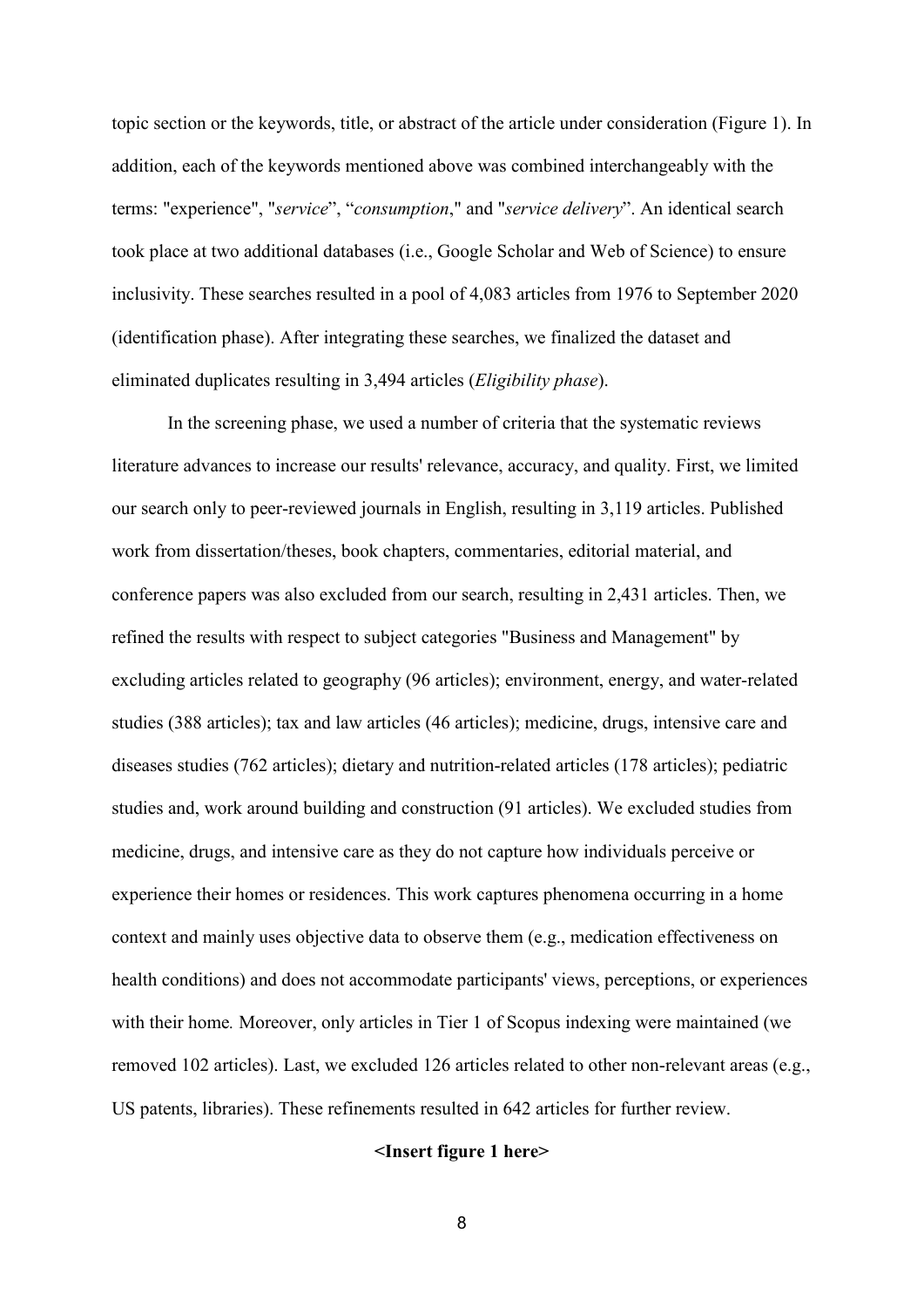topic section or the keywords, title, or abstract of the article under consideration (Figure 1). In addition, each of the keywords mentioned above was combined interchangeably with the terms: "experience", "*service*", "*consumption*," and "*service delivery*". An identical search took place at two additional databases (i.e., Google Scholar and Web of Science) to ensure inclusivity. These searches resulted in a pool of 4,083 articles from 1976 to September 2020 (identification phase). After integrating these searches, we finalized the dataset and eliminated duplicates resulting in 3,494 articles (*Eligibility phase*).

In the screening phase, we used a number of criteria that the systematic reviews literature advances to increase our results' relevance, accuracy, and quality. First, we limited our search only to peer-reviewed journals in English, resulting in 3,119 articles. Published work from dissertation/theses, book chapters, commentaries, editorial material, and conference papers was also excluded from our search, resulting in 2,431 articles. Then, we refined the results with respect to subject categories "Business and Management" by excluding articles related to geography (96 articles); environment, energy, and water-related studies (388 articles); tax and law articles (46 articles); medicine, drugs, intensive care and diseases studies (762 articles); dietary and nutrition-related articles (178 articles); pediatric studies and, work around building and construction (91 articles). We excluded studies from medicine, drugs, and intensive care as they do not capture how individuals perceive or experience their homes or residences. This work captures phenomena occurring in a home context and mainly uses objective data to observe them (e.g., medication effectiveness on health conditions) and does not accommodate participants' views, perceptions, or experiences with their home. Moreover, only articles in Tier 1 of Scopus indexing were maintained (we removed 102 articles). Last, we excluded 126 articles related to other non-relevant areas (e.g., US patents, libraries). These refinements resulted in 642 articles for further review.

**<Insert figure 1 here>**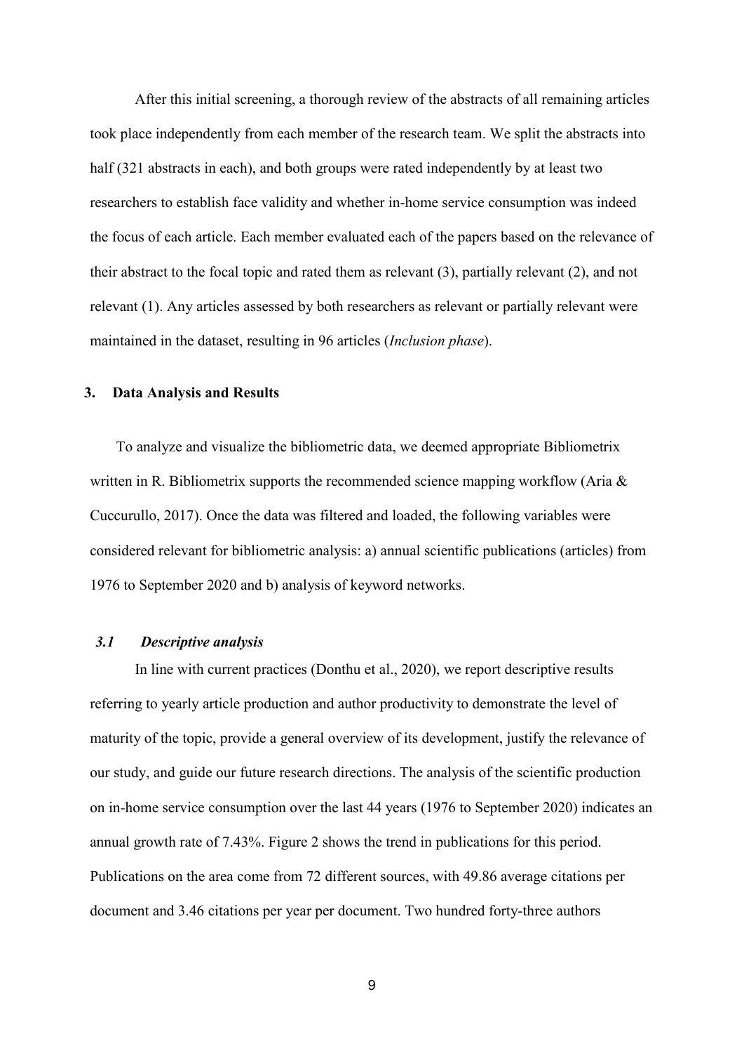After this initial screening, a thorough review of the abstracts of all remaining articles took place independently from each member of the research team. We split the abstracts into half (321 abstracts in each), and both groups were rated independently by at least two researchers to establish face validity and whether in-home service consumption was indeed the focus of each article. Each member evaluated each of the papers based on the relevance of their abstract to the focal topic and rated them as relevant (3), partially relevant (2), and not relevant (1). Any articles assessed by both researchers as relevant or partially relevant were maintained in the dataset, resulting in 96 articles (*Inclusion phase*).

## 3. Data Analysis and Results

To analyze and visualize the bibliometric data, we deemed appropriate Bibliometrix written in R. Bibliometrix supports the recommended science mapping workflow (Aria & Cuccurullo, 2017). Once the data was filtered and loaded, the following variables were considered relevant for bibliometric analysis: a) annual scientific publications (articles) from 1976 to September 2020 and b) analysis of keyword networks.

### *3.1 Descriptive analysis*

In line with current practices (Donthu et al., 2020), we report descriptive results referring to yearly article production and author productivity to demonstrate the level of maturity of the topic, provide a general overview of its development, justify the relevance of our study, and guide our future research directions. The analysis of the scientific production on in-home service consumption over the last 44 years (1976 to September 2020) indicates an annual growth rate of 7.43%. Figure 2 shows the trend in publications for this period. Publications on the area come from 72 different sources, with 49.86 average citations per document and 3.46 citations per year per document. Two hundred forty-three authors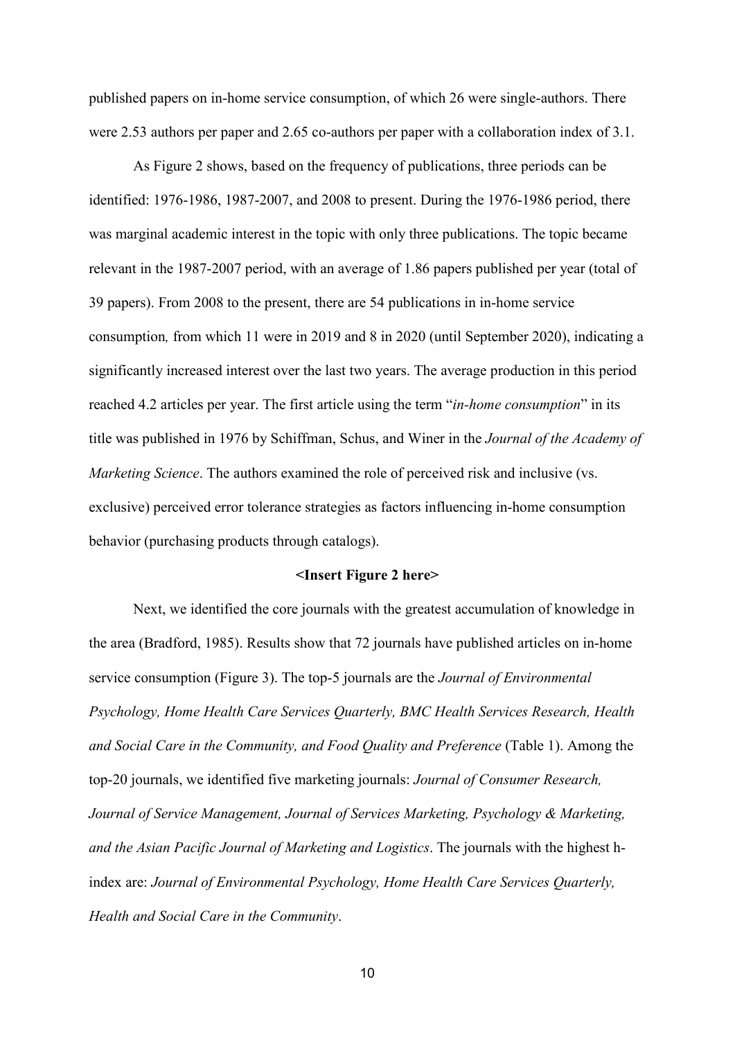published papers on in-home service consumption, of which 26 were single-authors. There were 2.53 authors per paper and 2.65 co-authors per paper with a collaboration index of 3.1.

As Figure 2 shows, based on the frequency of publications, three periods can be identified: 1976-1986, 1987-2007, and 2008 to present. During the 1976-1986 period, there was marginal academic interest in the topic with only three publications. The topic became relevant in the 1987-2007 period, with an average of 1.86 papers published per year (total of 39 papers). From 2008 to the present, there are 54 publications in in-home service consumption*,* from which 11 were in 2019 and 8 in 2020 (until September 2020), indicating a significantly increased interest over the last two years. The average production in this period reached 4.2 articles per year. The first article using the term "*in-home consumption*" in its title was published in 1976 by Schiffman, Schus, and Winer in the *Journal of the Academy of Marketing Science*. The authors examined the role of perceived risk and inclusive (vs. exclusive) perceived error tolerance strategies as factors influencing in-home consumption behavior (purchasing products through catalogs).

**<Insert Figure 2 here>**

Next, we identified the core journals with the greatest accumulation of knowledge in the area (Bradford, 1985). Results show that 72 journals have published articles on in-home service consumption (Figure 3). The top-5 journals are the *Journal of Environmental Psychology, Home Health Care Services Quarterly, BMC Health Services Research, Health and Social Care in the Community, and Food Quality and Preference* (Table 1). Among the top-20 journals, we identified five marketing journals: *Journal of Consumer Research, Journal of Service Management, Journal of Services Marketing, Psychology & Marketing, and the Asian Pacific Journal of Marketing and Logistics*. The journals with the highest h-index are: *Journal of Environmental Psychology, Home Health Care Services Quarterly, Health and Social Care in the Community*.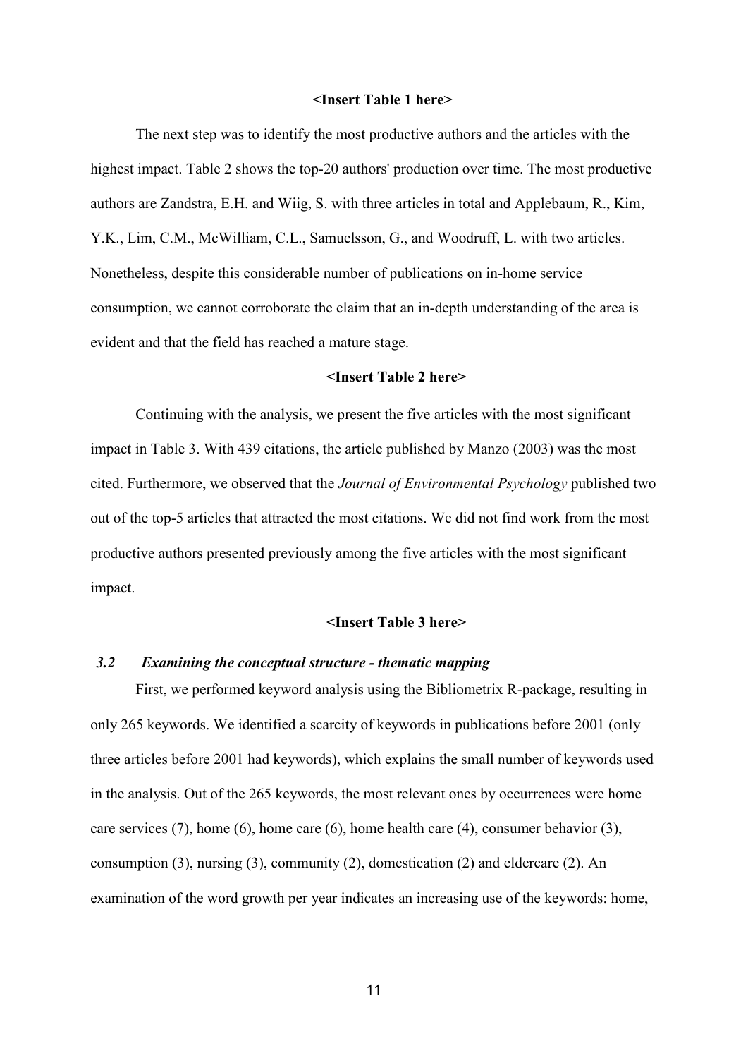**<Insert Table 1 here>**

The next step was to identify the most productive authors and the articles with the highest impact. Table 2 shows the top-20 authors' production over time. The most productive authors are Zandstra, E.H. and Wiig, S. with three articles in total and Applebaum, R., Kim, Y.K., Lim, C.M., McWilliam, C.L., Samuelsson, G., and Woodruff, L. with two articles. Nonetheless, despite this considerable number of publications on in-home service consumption, we cannot corroborate the claim that an in-depth understanding of the area is evident and that the field has reached a mature stage.

**<Insert Table 2 here>**

Continuing with the analysis, we present the five articles with the most significant impact in Table 3. With 439 citations, the article published by Manzo (2003) was the most cited. Furthermore, we observed that the *Journal of Environmental Psychology* published two out of the top-5 articles that attracted the most citations. We did not find work from the most productive authors presented previously among the five articles with the most significant impact.

**<Insert Table 3 here>**

### *3.2 Examining the conceptual structure - thematic mapping*

First, we performed keyword analysis using the Bibliometrix R-package, resulting in only 265 keywords. We identified a scarcity of keywords in publications before 2001 (only three articles before 2001 had keywords), which explains the small number of keywords used in the analysis. Out of the 265 keywords, the most relevant ones by occurrences were home care services (7), home (6), home care (6), home health care (4), consumer behavior (3), consumption (3), nursing (3), community (2), domestication (2) and eldercare (2). An examination of the word growth per year indicates an increasing use of the keywords: home,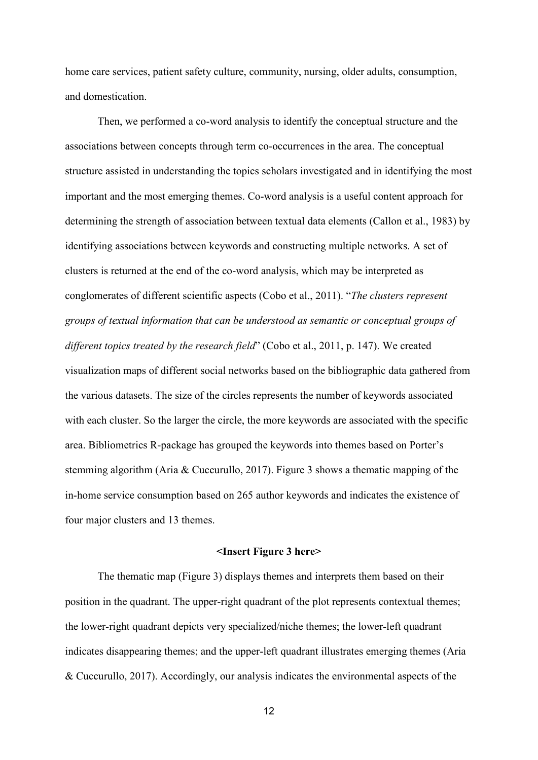home care services, patient safety culture, community, nursing, older adults, consumption, and domestication.

Then, we performed a co-word analysis to identify the conceptual structure and the associations between concepts through term co-occurrences in the area. The conceptual structure assisted in understanding the topics scholars investigated and in identifying the most important and the most emerging themes. Co-word analysis is a useful content approach for determining the strength of association between textual data elements (Callon et al., 1983) by identifying associations between keywords and constructing multiple networks. A set of clusters is returned at the end of the co-word analysis, which may be interpreted as conglomerates of different scientific aspects (Cobo et al., 2011). "*The clusters represent groups of textual information that can be understood as semantic or conceptual groups of different topics treated by the research field*" (Cobo et al., 2011, p. 147). We created visualization maps of different social networks based on the bibliographic data gathered from the various datasets. The size of the circles represents the number of keywords associated with each cluster. So the larger the circle, the more keywords are associated with the specific area. Bibliometrics R-package has grouped the keywords into themes based on Porter's stemming algorithm (Aria & Cuccurullo, 2017). Figure 3 shows a thematic mapping of the in-home service consumption based on 265 author keywords and indicates the existence of four major clusters and 13 themes.

**<Insert Figure 3 here>**

The thematic map (Figure 3) displays themes and interprets them based on their position in the quadrant. The upper-right quadrant of the plot represents contextual themes; the lower-right quadrant depicts very specialized/niche themes; the lower-left quadrant indicates disappearing themes; and the upper-left quadrant illustrates emerging themes (Aria & Cuccurullo, 2017). Accordingly, our analysis indicates the environmental aspects of the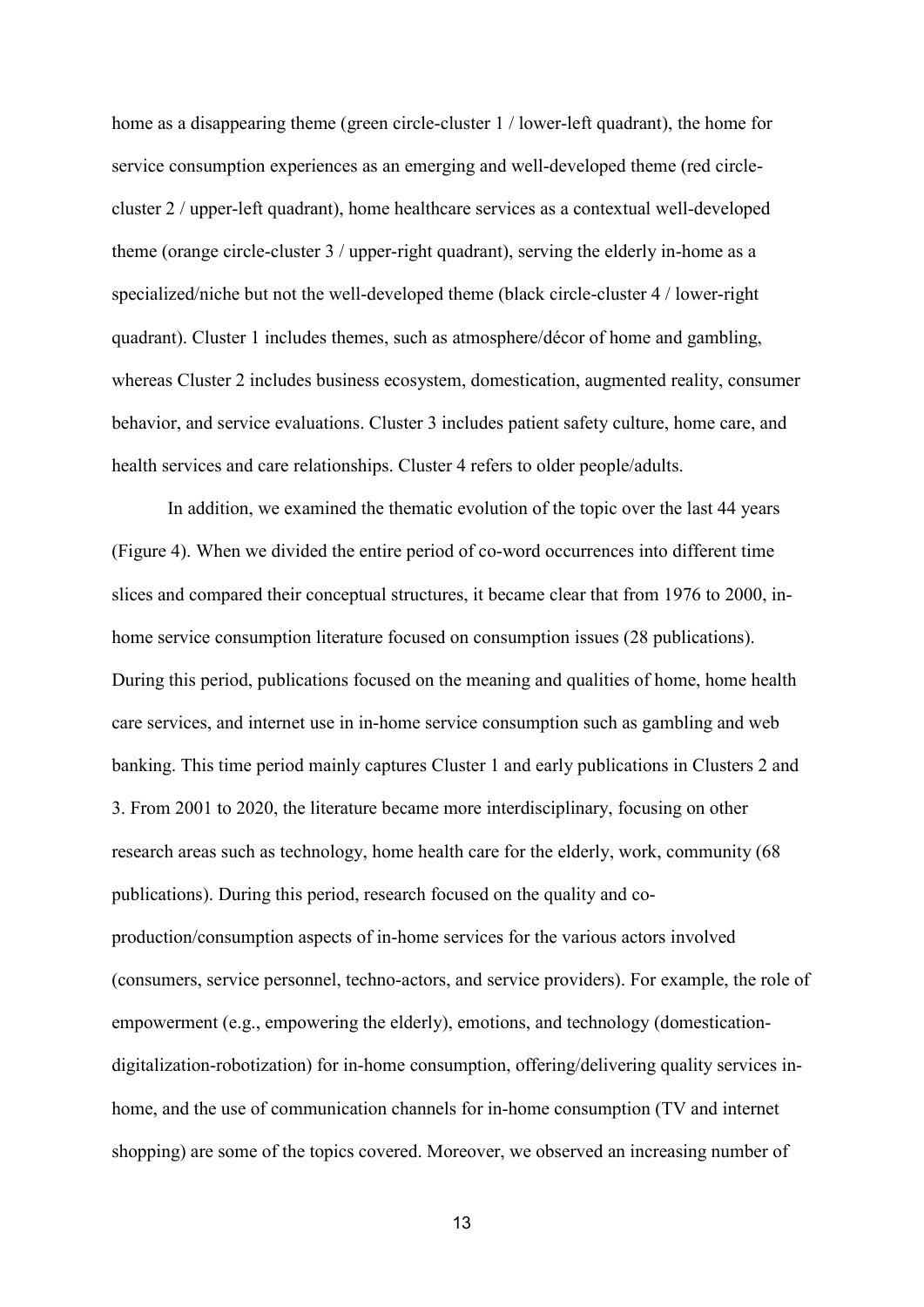home as a disappearing theme (green circle-cluster 1 / lower-left quadrant), the home for service consumption experiences as an emerging and well-developed theme (red circle-cluster 2 / upper-left quadrant), home healthcare services as a contextual well-developed theme (orange circle-cluster 3 / upper-right quadrant), serving the elderly in-home as a specialized/niche but not the well-developed theme (black circle-cluster 4 / lower-right quadrant). Cluster 1 includes themes, such as atmosphere/décor of home and gambling, whereas Cluster 2 includes business ecosystem, domestication, augmented reality, consumer behavior, and service evaluations. Cluster 3 includes patient safety culture, home care, and health services and care relationships. Cluster 4 refers to older people/adults.

In addition, we examined the thematic evolution of the topic over the last 44 years (Figure 4). When we divided the entire period of co-word occurrences into different time slices and compared their conceptual structures, it became clear that from 1976 to 2000, in-home service consumption literature focused on consumption issues (28 publications). During this period, publications focused on the meaning and qualities of home, home health care services, and internet use in in-home service consumption such as gambling and web banking. This time period mainly captures Cluster 1 and early publications in Clusters 2 and 3. From 2001 to 2020, the literature became more interdisciplinary, focusing on other research areas such as technology, home health care for the elderly, work, community (68 publications). During this period, research focused on the quality and co-production/consumption aspects of in-home services for the various actors involved (consumers, service personnel, techno-actors, and service providers). For example, the role of empowerment (e.g., empowering the elderly), emotions, and technology (domestication-digitalization-robotization) for in-home consumption, offering/delivering quality services in-home, and the use of communication channels for in-home consumption (TV and internet shopping) are some of the topics covered. Moreover, we observed an increasing number of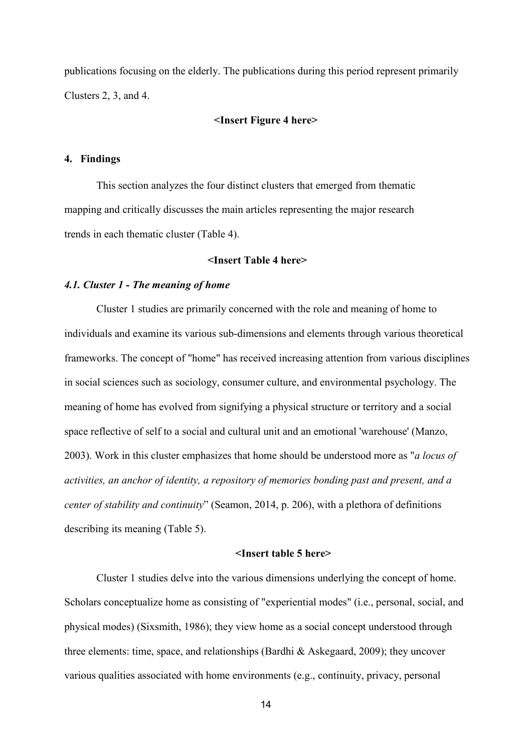publications focusing on the elderly. The publications during this period represent primarily Clusters 2, 3, and 4.

**<Insert Figure 4 here>**

## 4. Findings

This section analyzes the four distinct clusters that emerged from thematic mapping and critically discusses the main articles representing the major research trends in each thematic cluster (Table 4).

**<Insert Table 4 here>**

### *4.1. Cluster 1 - The meaning of home*

Cluster 1 studies are primarily concerned with the role and meaning of home to individuals and examine its various sub-dimensions and elements through various theoretical frameworks. The concept of "home" has received increasing attention from various disciplines in social sciences such as sociology, consumer culture, and environmental psychology. The meaning of home has evolved from signifying a physical structure or territory and a social space reflective of self to a social and cultural unit and an emotional 'warehouse' (Manzo, 2003). Work in this cluster emphasizes that home should be understood more as "*a locus of activities, an anchor of identity, a repository of memories bonding past and present, and a center of stability and continuity*" (Seamon, 2014, p. 206), with a plethora of definitions describing its meaning (Table 5).

**<Insert table 5 here>**

Cluster 1 studies delve into the various dimensions underlying the concept of home. Scholars conceptualize home as consisting of "experiential modes" (i.e., personal, social, and physical modes) (Sixsmith, 1986); they view home as a social concept understood through three elements: time, space, and relationships (Bardhi & Askegaard, 2009); they uncover various qualities associated with home environments (e.g., continuity, privacy, personal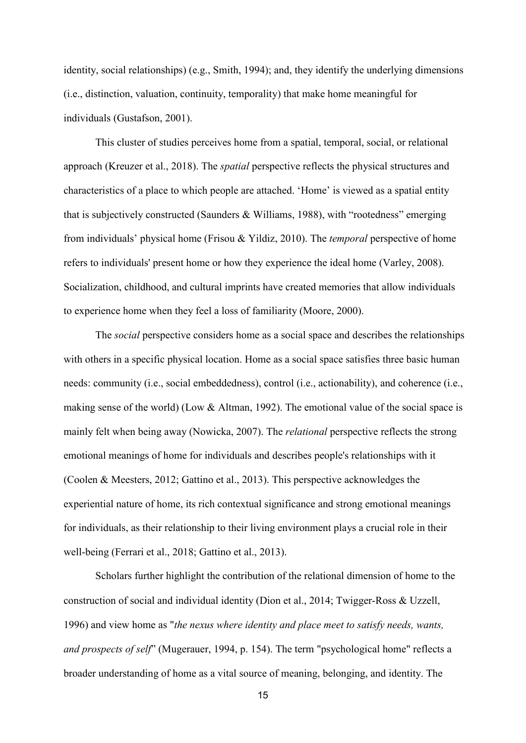identity, social relationships) (e.g., Smith, 1994); and, they identify the underlying dimensions (i.e., distinction, valuation, continuity, temporality) that make home meaningful for individuals (Gustafson, 2001).

This cluster of studies perceives home from a spatial, temporal, social, or relational approach (Kreuzer et al., 2018). The *spatial* perspective reflects the physical structures and characteristics of a place to which people are attached. 'Home' is viewed as a spatial entity that is subjectively constructed (Saunders & Williams, 1988), with "rootedness" emerging from individuals' physical home (Frisou & Yildiz, 2010). The *temporal* perspective of home refers to individuals' present home or how they experience the ideal home (Varley, 2008). Socialization, childhood, and cultural imprints have created memories that allow individuals to experience home when they feel a loss of familiarity (Moore, 2000).

The *social* perspective considers home as a social space and describes the relationships with others in a specific physical location. Home as a social space satisfies three basic human needs: community (i.e., social embeddedness), control (i.e., actionability), and coherence (i.e., making sense of the world) (Low & Altman, 1992). The emotional value of the social space is mainly felt when being away (Nowicka, 2007). The *relational* perspective reflects the strong emotional meanings of home for individuals and describes people's relationships with it (Coolen & Meesters, 2012; Gattino et al., 2013). This perspective acknowledges the experiential nature of home, its rich contextual significance and strong emotional meanings for individuals, as their relationship to their living environment plays a crucial role in their well-being (Ferrari et al., 2018; Gattino et al., 2013).

Scholars further highlight the contribution of the relational dimension of home to the construction of social and individual identity (Dion et al., 2014; Twigger-Ross & Uzzell, 1996) and view home as "*the nexus where identity and place meet to satisfy needs, wants, and prospects of self*" (Mugerauer, 1994, p. 154). The term "psychological home" reflects a broader understanding of home as a vital source of meaning, belonging, and identity. The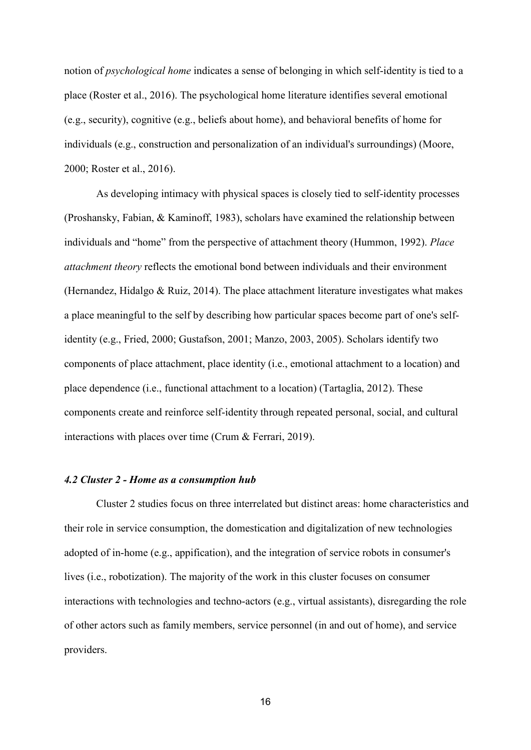notion of *psychological home* indicates a sense of belonging in which self-identity is tied to a place (Roster et al., 2016). The psychological home literature identifies several emotional (e.g., security), cognitive (e.g., beliefs about home), and behavioral benefits of home for individuals (e.g., construction and personalization of an individual's surroundings) (Moore, 2000; Roster et al., 2016).

As developing intimacy with physical spaces is closely tied to self-identity processes (Proshansky, Fabian, & Kaminoff, 1983), scholars have examined the relationship between individuals and "home" from the perspective of attachment theory (Hummon, 1992). *Place attachment theory* reflects the emotional bond between individuals and their environment (Hernandez, Hidalgo & Ruiz, 2014). The place attachment literature investigates what makes a place meaningful to the self by describing how particular spaces become part of one's self-identity (e.g., Fried, 2000; Gustafson, 2001; Manzo, 2003, 2005). Scholars identify two components of place attachment, place identity (i.e., emotional attachment to a location) and place dependence (i.e., functional attachment to a location) (Tartaglia, 2012). These components create and reinforce self-identity through repeated personal, social, and cultural interactions with places over time (Crum & Ferrari, 2019).

### *4.2 Cluster 2 - Home as a consumption hub*

Cluster 2 studies focus on three interrelated but distinct areas: home characteristics and their role in service consumption, the domestication and digitalization of new technologies adopted of in-home (e.g., appification), and the integration of service robots in consumer's lives (i.e., robotization). The majority of the work in this cluster focuses on consumer interactions with technologies and techno-actors (e.g., virtual assistants), disregarding the role of other actors such as family members, service personnel (in and out of home), and service providers.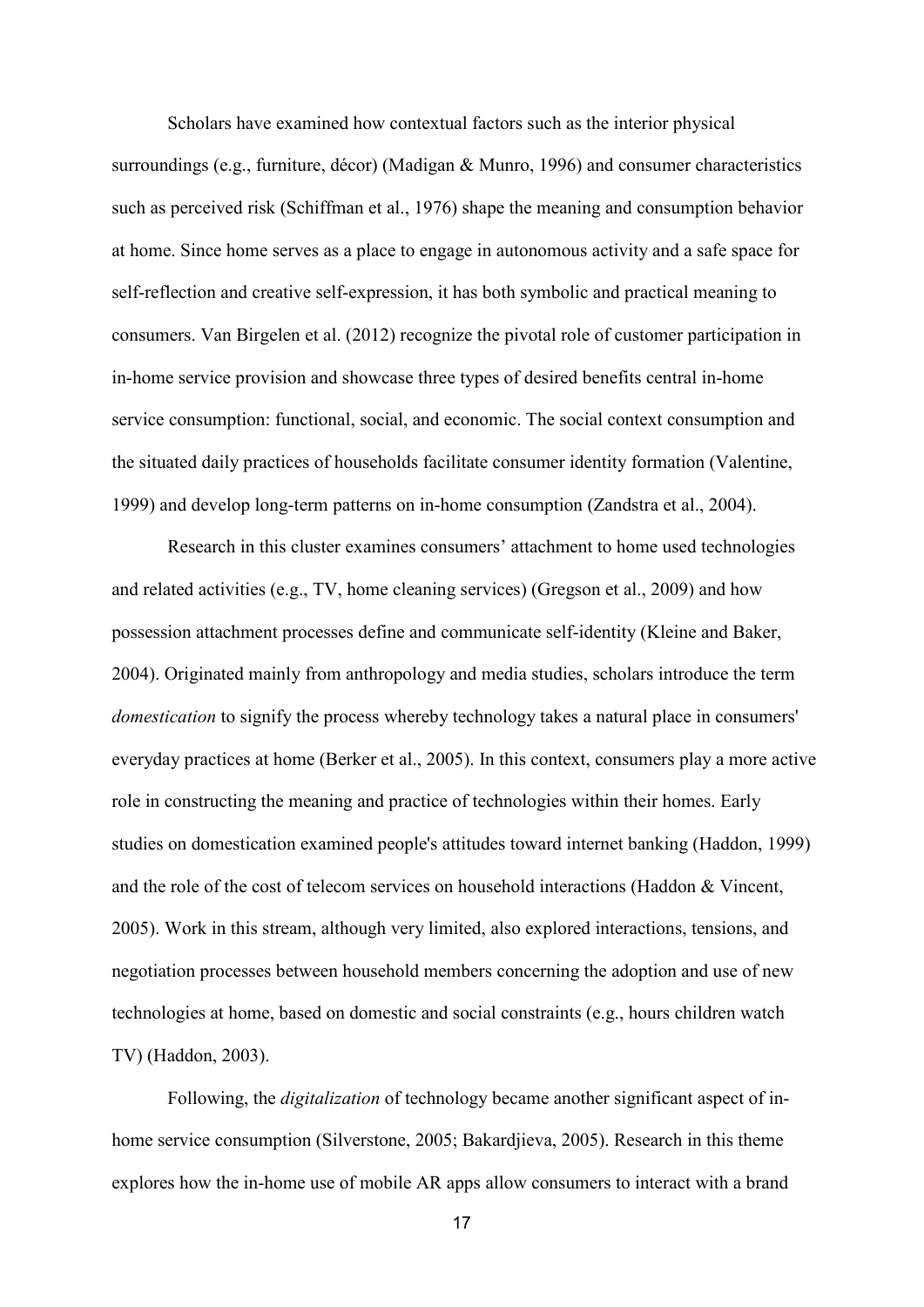Scholars have examined how contextual factors such as the interior physical surroundings (e.g., furniture, décor) (Madigan & Munro, 1996) and consumer characteristics such as perceived risk (Schiffman et al., 1976) shape the meaning and consumption behavior at home. Since home serves as a place to engage in autonomous activity and a safe space for self-reflection and creative self-expression, it has both symbolic and practical meaning to consumers. Van Birgelen et al. (2012) recognize the pivotal role of customer participation in in-home service provision and showcase three types of desired benefits central in-home service consumption: functional, social, and economic. The social context consumption and the situated daily practices of households facilitate consumer identity formation (Valentine, 1999) and develop long-term patterns on in-home consumption (Zandstra et al., 2004).

Research in this cluster examines consumers' attachment to home used technologies and related activities (e.g., TV, home cleaning services) (Gregson et al., 2009) and how possession attachment processes define and communicate self-identity (Kleine and Baker, 2004). Originated mainly from anthropology and media studies, scholars introduce the term *domestication* to signify the process whereby technology takes a natural place in consumers' everyday practices at home (Berker et al., 2005). In this context, consumers play a more active role in constructing the meaning and practice of technologies within their homes. Early studies on domestication examined people's attitudes toward internet banking (Haddon, 1999) and the role of the cost of telecom services on household interactions (Haddon & Vincent, 2005). Work in this stream, although very limited, also explored interactions, tensions, and negotiation processes between household members concerning the adoption and use of new technologies at home, based on domestic and social constraints (e.g., hours children watch TV) (Haddon, 2003).

Following, the *digitalization* of technology became another significant aspect of in-home service consumption (Silverstone, 2005; Bakardjieva, 2005). Research in this theme explores how the in-home use of mobile AR apps allow consumers to interact with a brand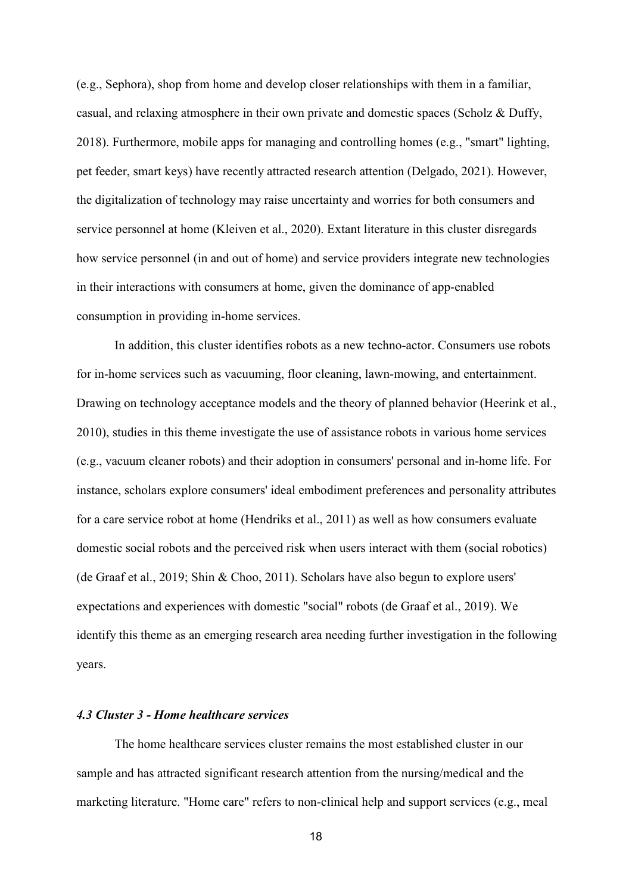(e.g., Sephora), shop from home and develop closer relationships with them in a familiar, casual, and relaxing atmosphere in their own private and domestic spaces (Scholz & Duffy, 2018). Furthermore, mobile apps for managing and controlling homes (e.g., "smart" lighting, pet feeder, smart keys) have recently attracted research attention (Delgado, 2021). However, the digitalization of technology may raise uncertainty and worries for both consumers and service personnel at home (Kleiven et al., 2020). Extant literature in this cluster disregards how service personnel (in and out of home) and service providers integrate new technologies in their interactions with consumers at home, given the dominance of app-enabled consumption in providing in-home services.

In addition, this cluster identifies robots as a new techno-actor. Consumers use robots for in-home services such as vacuuming, floor cleaning, lawn-mowing, and entertainment. Drawing on technology acceptance models and the theory of planned behavior (Heerink et al., 2010), studies in this theme investigate the use of assistance robots in various home services (e.g., vacuum cleaner robots) and their adoption in consumers' personal and in-home life. For instance, scholars explore consumers' ideal embodiment preferences and personality attributes for a care service robot at home (Hendriks et al., 2011) as well as how consumers evaluate domestic social robots and the perceived risk when users interact with them (social robotics) (de Graaf et al., 2019; Shin & Choo, 2011). Scholars have also begun to explore users' expectations and experiences with domestic "social" robots (de Graaf et al., 2019). We identify this theme as an emerging research area needing further investigation in the following years.

#### *4.3 Cluster 3 - Home healthcare services*

The home healthcare services cluster remains the most established cluster in our sample and has attracted significant research attention from the nursing/medical and the marketing literature. "Home care" refers to non-clinical help and support services (e.g., meal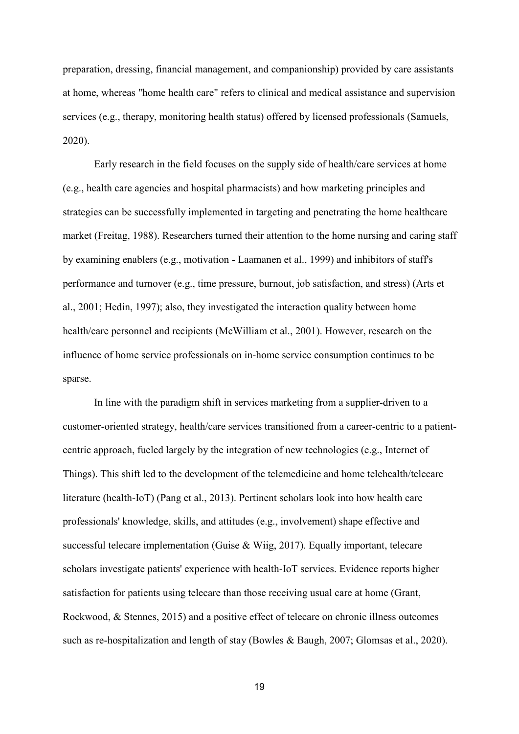preparation, dressing, financial management, and companionship) provided by care assistants at home, whereas "home health care" refers to clinical and medical assistance and supervision services (e.g., therapy, monitoring health status) offered by licensed professionals (Samuels, 2020).

Early research in the field focuses on the supply side of health/care services at home (e.g., health care agencies and hospital pharmacists) and how marketing principles and strategies can be successfully implemented in targeting and penetrating the home healthcare market (Freitag, 1988). Researchers turned their attention to the home nursing and caring staff by examining enablers (e.g., motivation - Laamanen et al., 1999) and inhibitors of staff's performance and turnover (e.g., time pressure, burnout, job satisfaction, and stress) (Arts et al., 2001; Hedin, 1997); also, they investigated the interaction quality between home health/care personnel and recipients (McWilliam et al., 2001). However, research on the influence of home service professionals on in-home service consumption continues to be sparse.

In line with the paradigm shift in services marketing from a supplier-driven to a customer-oriented strategy, health/care services transitioned from a career-centric to a patient-centric approach, fueled largely by the integration of new technologies (e.g., Internet of Things). This shift led to the development of the telemedicine and home telehealth/telecare literature (health-IoT) (Pang et al., 2013). Pertinent scholars look into how health care professionals' knowledge, skills, and attitudes (e.g., involvement) shape effective and successful telecare implementation (Guise & Wiig, 2017). Equally important, telecare scholars investigate patients' experience with health-IoT services. Evidence reports higher satisfaction for patients using telecare than those receiving usual care at home (Grant, Rockwood, & Stennes, 2015) and a positive effect of telecare on chronic illness outcomes such as re-hospitalization and length of stay (Bowles & Baugh, 2007; Glomsas et al., 2020).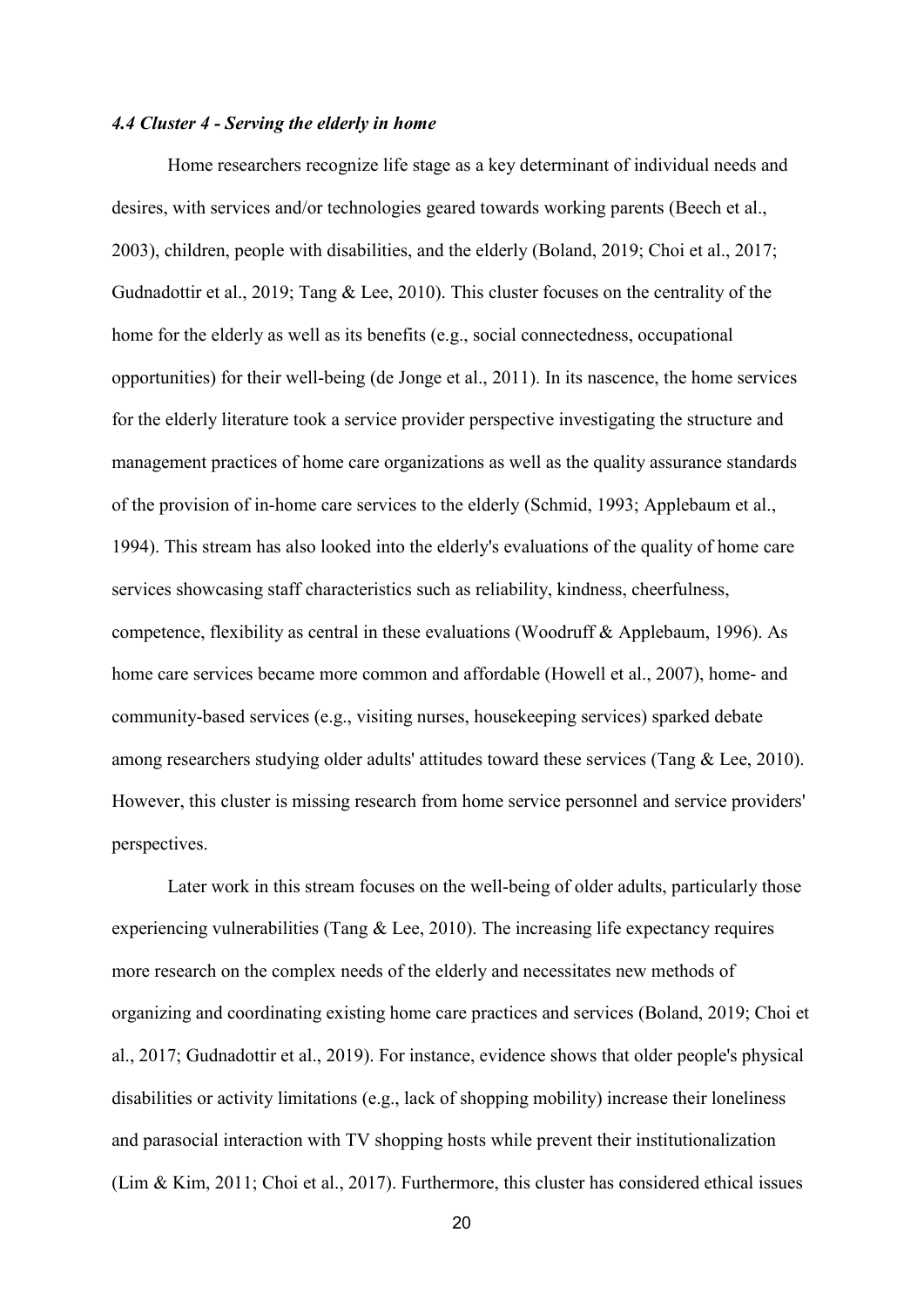### *4.4 Cluster 4 - Serving the elderly in home*

Home researchers recognize life stage as a key determinant of individual needs and desires, with services and/or technologies geared towards working parents (Beech et al., 2003), children, people with disabilities, and the elderly (Boland, 2019; Choi et al., 2017; Gudnadottir et al., 2019; Tang & Lee, 2010). This cluster focuses on the centrality of the home for the elderly as well as its benefits (e.g., social connectedness, occupational opportunities) for their well-being (de Jonge et al., 2011). In its nascence, the home services for the elderly literature took a service provider perspective investigating the structure and management practices of home care organizations as well as the quality assurance standards of the provision of in-home care services to the elderly (Schmid, 1993; Applebaum et al., 1994). This stream has also looked into the elderly's evaluations of the quality of home care services showcasing staff characteristics such as reliability, kindness, cheerfulness, competence, flexibility as central in these evaluations (Woodruff & Applebaum, 1996). As home care services became more common and affordable (Howell et al., 2007), home- and community-based services (e.g., visiting nurses, housekeeping services) sparked debate among researchers studying older adults' attitudes toward these services (Tang & Lee, 2010). However, this cluster is missing research from home service personnel and service providers' perspectives.

Later work in this stream focuses on the well-being of older adults, particularly those experiencing vulnerabilities (Tang & Lee, 2010). The increasing life expectancy requires more research on the complex needs of the elderly and necessitates new methods of organizing and coordinating existing home care practices and services (Boland, 2019; Choi et al., 2017; Gudnadottir et al., 2019). For instance, evidence shows that older people's physical disabilities or activity limitations (e.g., lack of shopping mobility) increase their loneliness and parasocial interaction with TV shopping hosts while prevent their institutionalization (Lim & Kim, 2011; Choi et al., 2017). Furthermore, this cluster has considered ethical issues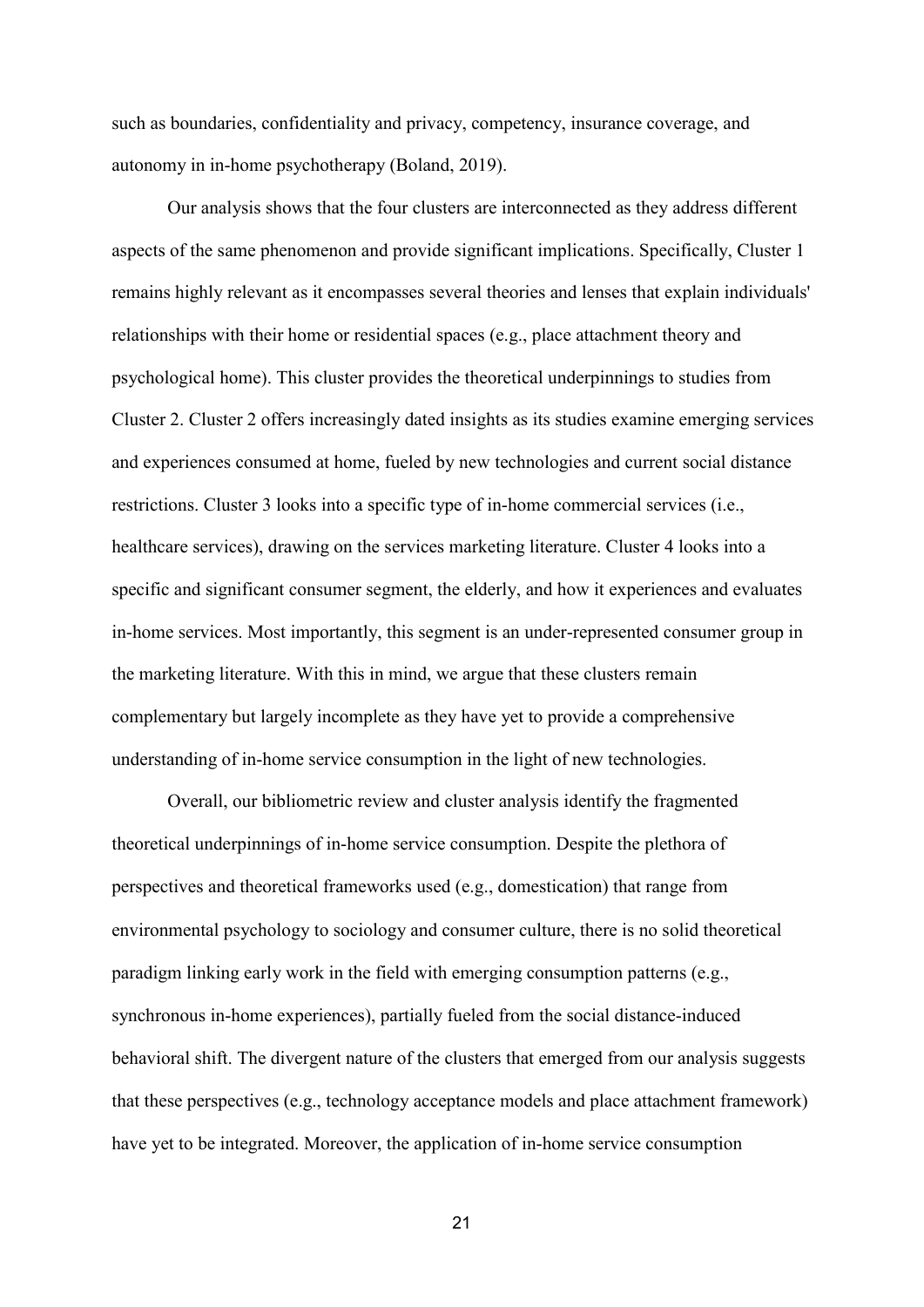such as boundaries, confidentiality and privacy, competency, insurance coverage, and autonomy in in-home psychotherapy (Boland, 2019).

Our analysis shows that the four clusters are interconnected as they address different aspects of the same phenomenon and provide significant implications. Specifically, Cluster 1 remains highly relevant as it encompasses several theories and lenses that explain individuals' relationships with their home or residential spaces (e.g., place attachment theory and psychological home). This cluster provides the theoretical underpinnings to studies from Cluster 2. Cluster 2 offers increasingly dated insights as its studies examine emerging services and experiences consumed at home, fueled by new technologies and current social distance restrictions. Cluster 3 looks into a specific type of in-home commercial services (i.e., healthcare services), drawing on the services marketing literature. Cluster 4 looks into a specific and significant consumer segment, the elderly, and how it experiences and evaluates in-home services. Most importantly, this segment is an under-represented consumer group in the marketing literature. With this in mind, we argue that these clusters remain complementary but largely incomplete as they have yet to provide a comprehensive understanding of in-home service consumption in the light of new technologies.

Overall, our bibliometric review and cluster analysis identify the fragmented theoretical underpinnings of in-home service consumption. Despite the plethora of perspectives and theoretical frameworks used (e.g., domestication) that range from environmental psychology to sociology and consumer culture, there is no solid theoretical paradigm linking early work in the field with emerging consumption patterns (e.g., synchronous in-home experiences), partially fueled from the social distance-induced behavioral shift. The divergent nature of the clusters that emerged from our analysis suggests that these perspectives (e.g., technology acceptance models and place attachment framework) have yet to be integrated. Moreover, the application of in-home service consumption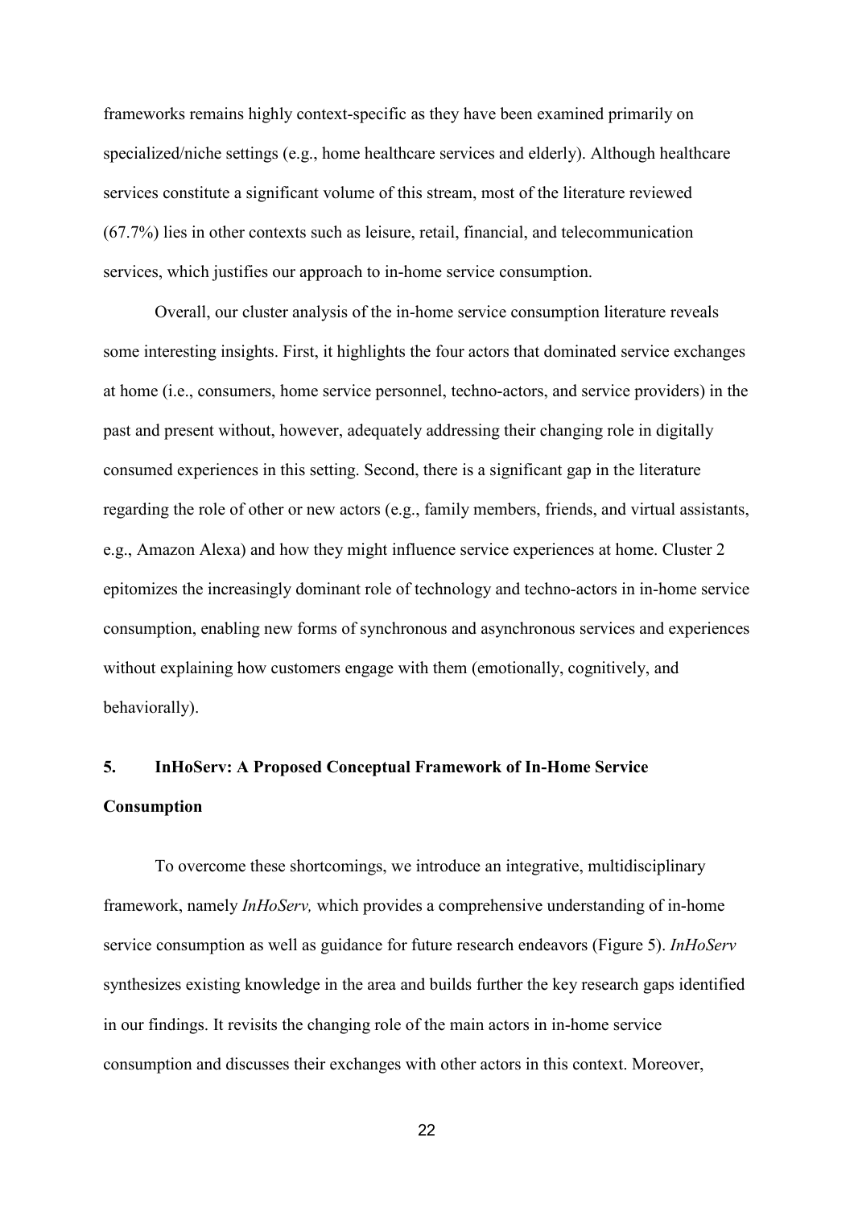frameworks remains highly context-specific as they have been examined primarily on specialized/niche settings (e.g., home healthcare services and elderly). Although healthcare services constitute a significant volume of this stream, most of the literature reviewed (67.7%) lies in other contexts such as leisure, retail, financial, and telecommunication services, which justifies our approach to in-home service consumption.

Overall, our cluster analysis of the in-home service consumption literature reveals some interesting insights. First, it highlights the four actors that dominated service exchanges at home (i.e., consumers, home service personnel, techno-actors, and service providers) in the past and present without, however, adequately addressing their changing role in digitally consumed experiences in this setting. Second, there is a significant gap in the literature regarding the role of other or new actors (e.g., family members, friends, and virtual assistants, e.g., Amazon Alexa) and how they might influence service experiences at home. Cluster 2 epitomizes the increasingly dominant role of technology and techno-actors in in-home service consumption, enabling new forms of synchronous and asynchronous services and experiences without explaining how customers engage with them (emotionally, cognitively, and behaviorally).

## 5. InHoServ: A Proposed Conceptual Framework of In-Home Service Consumption

To overcome these shortcomings, we introduce an integrative, multidisciplinary framework, namely *InHoServ,* which provides a comprehensive understanding of in-home service consumption as well as guidance for future research endeavors (Figure 5). *InHoServ* synthesizes existing knowledge in the area and builds further the key research gaps identified in our findings. It revisits the changing role of the main actors in in-home service consumption and discusses their exchanges with other actors in this context. Moreover,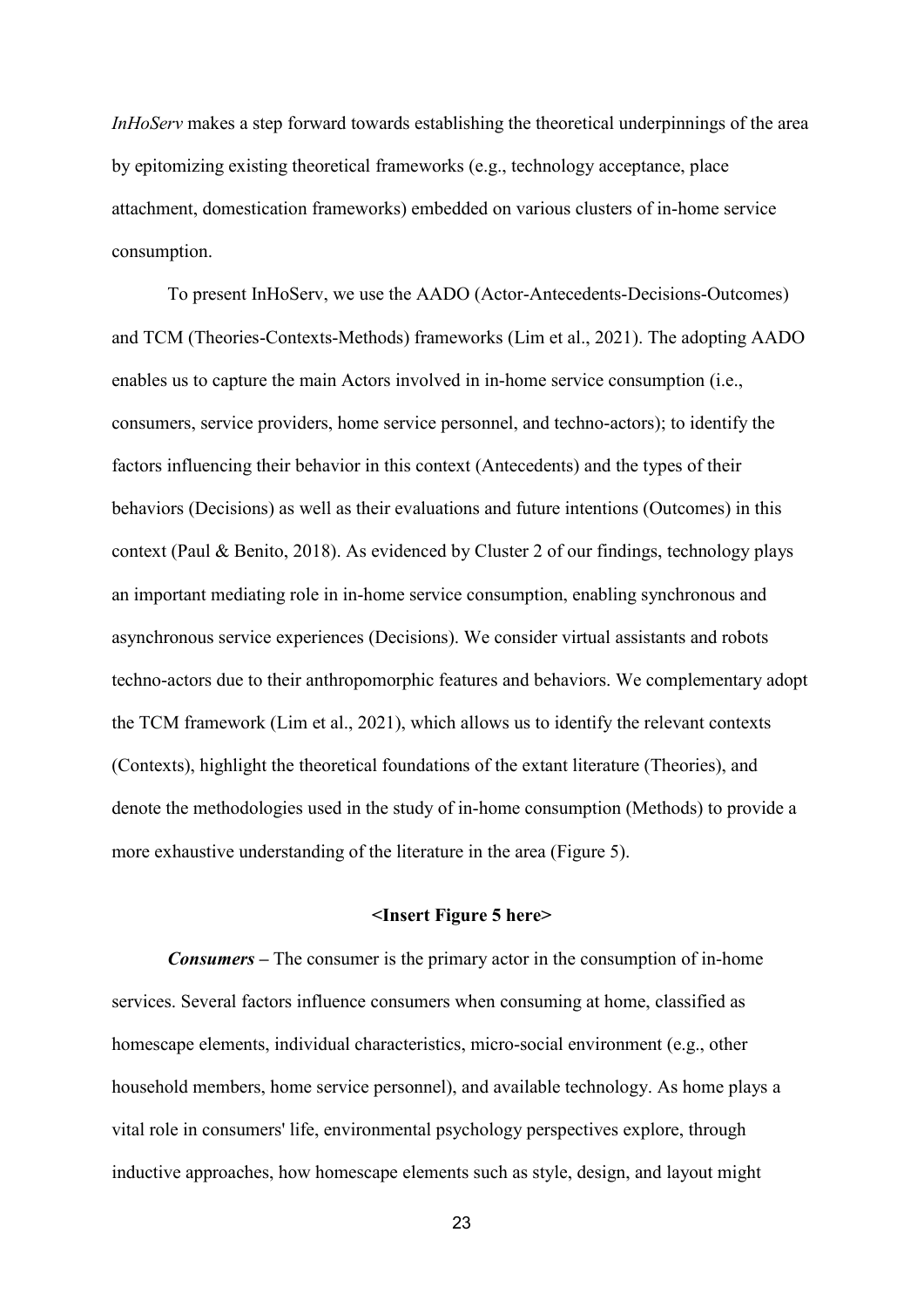*InHoServ* makes a step forward towards establishing the theoretical underpinnings of the area by epitomizing existing theoretical frameworks (e.g., technology acceptance, place attachment, domestication frameworks) embedded on various clusters of in-home service consumption.

To present InHoServ, we use the AADO (Actor-Antecedents-Decisions-Outcomes) and TCM (Theories-Contexts-Methods) frameworks (Lim et al., 2021). The adopting AADO enables us to capture the main Actors involved in in-home service consumption (i.e., consumers, service providers, home service personnel, and techno-actors); to identify the factors influencing their behavior in this context (Antecedents) and the types of their behaviors (Decisions) as well as their evaluations and future intentions (Outcomes) in this context (Paul & Benito, 2018). As evidenced by Cluster 2 of our findings, technology plays an important mediating role in in-home service consumption, enabling synchronous and asynchronous service experiences (Decisions). We consider virtual assistants and robots techno-actors due to their anthropomorphic features and behaviors. We complementary adopt the TCM framework (Lim et al., 2021), which allows us to identify the relevant contexts (Contexts), highlight the theoretical foundations of the extant literature (Theories), and denote the methodologies used in the study of in-home consumption (Methods) to provide a more exhaustive understanding of the literature in the area (Figure 5).

**<Insert Figure 5 here>**

***Consumers*** **–** The consumer is the primary actor in the consumption of in-home services. Several factors influence consumers when consuming at home, classified as homescape elements, individual characteristics, micro-social environment (e.g., other household members, home service personnel), and available technology. As home plays a vital role in consumers' life, environmental psychology perspectives explore, through inductive approaches, how homescape elements such as style, design, and layout might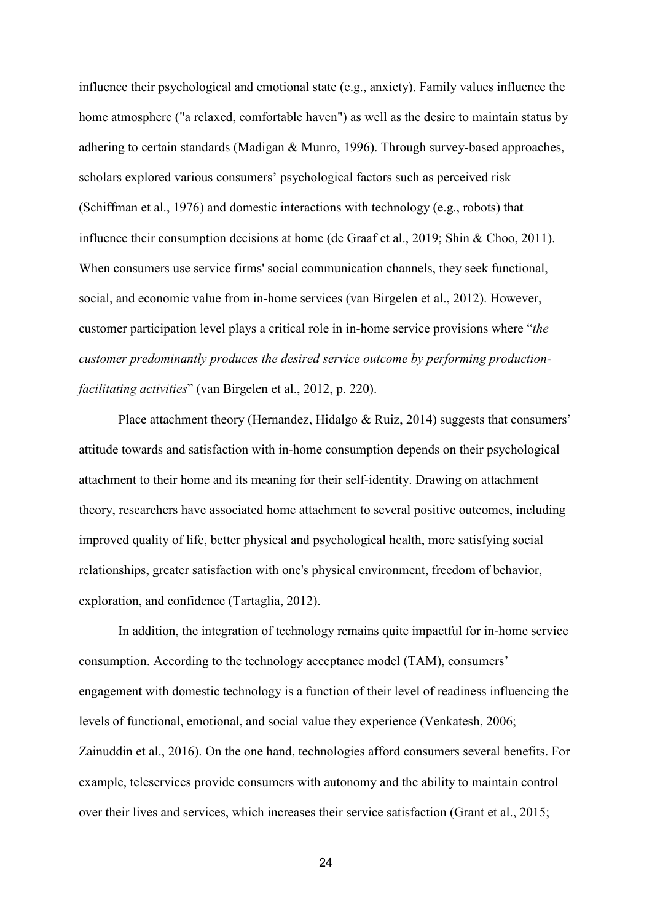influence their psychological and emotional state (e.g., anxiety). Family values influence the home atmosphere ("a relaxed, comfortable haven") as well as the desire to maintain status by adhering to certain standards (Madigan & Munro, 1996). Through survey-based approaches, scholars explored various consumers' psychological factors such as perceived risk (Schiffman et al., 1976) and domestic interactions with technology (e.g., robots) that influence their consumption decisions at home (de Graaf et al., 2019; Shin & Choo, 2011). When consumers use service firms' social communication channels, they seek functional, social, and economic value from in-home services (van Birgelen et al., 2012). However, customer participation level plays a critical role in in-home service provisions where "*the customer predominantly produces the desired service outcome by performing production-facilitating activities*" (van Birgelen et al., 2012, p. 220).

Place attachment theory (Hernandez, Hidalgo & Ruiz, 2014) suggests that consumers' attitude towards and satisfaction with in-home consumption depends on their psychological attachment to their home and its meaning for their self-identity. Drawing on attachment theory, researchers have associated home attachment to several positive outcomes, including improved quality of life, better physical and psychological health, more satisfying social relationships, greater satisfaction with one's physical environment, freedom of behavior, exploration, and confidence (Tartaglia, 2012).

In addition, the integration of technology remains quite impactful for in-home service consumption. According to the technology acceptance model (TAM), consumers' engagement with domestic technology is a function of their level of readiness influencing the levels of functional, emotional, and social value they experience (Venkatesh, 2006; Zainuddin et al., 2016). On the one hand, technologies afford consumers several benefits. For example, teleservices provide consumers with autonomy and the ability to maintain control over their lives and services, which increases their service satisfaction (Grant et al., 2015;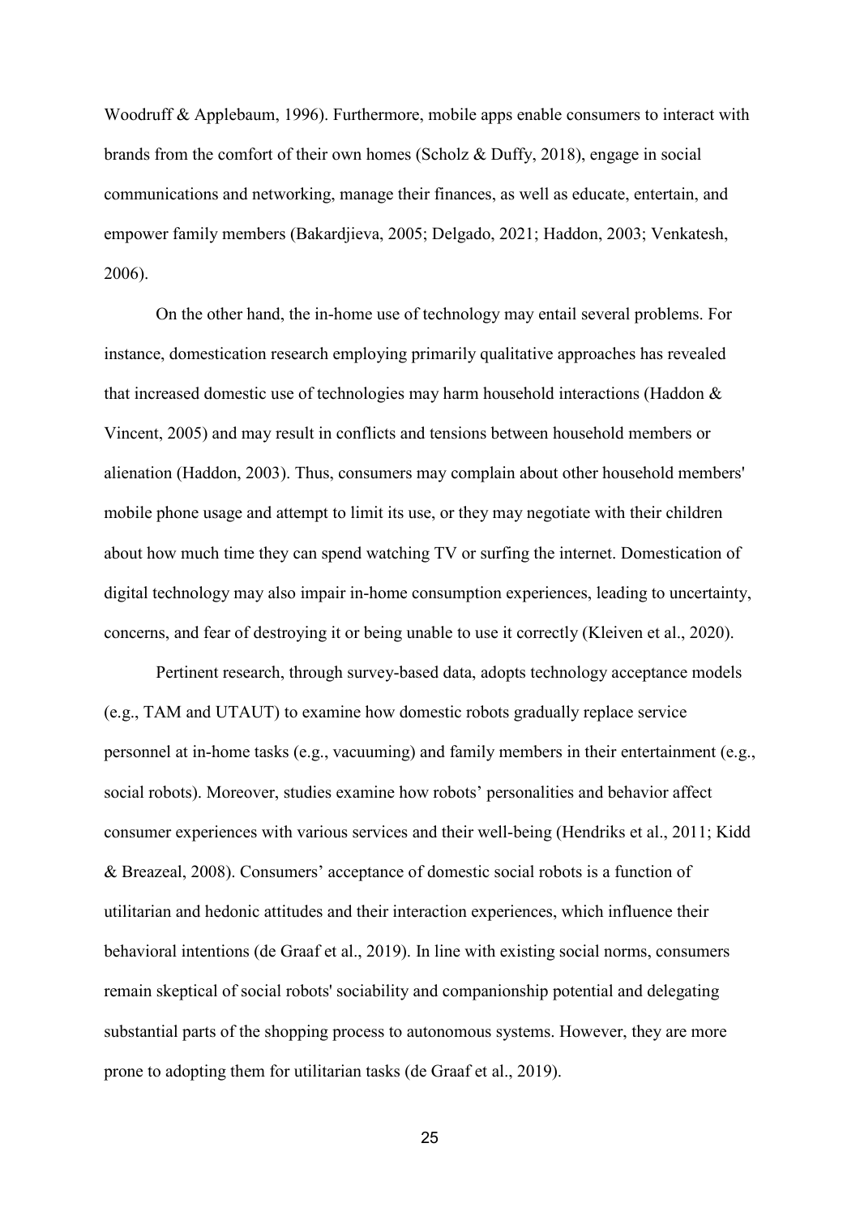Woodruff & Applebaum, 1996). Furthermore, mobile apps enable consumers to interact with brands from the comfort of their own homes (Scholz & Duffy, 2018), engage in social communications and networking, manage their finances, as well as educate, entertain, and empower family members (Bakardjieva, 2005; Delgado, 2021; Haddon, 2003; Venkatesh, 2006).

On the other hand, the in-home use of technology may entail several problems. For instance, domestication research employing primarily qualitative approaches has revealed that increased domestic use of technologies may harm household interactions (Haddon & Vincent, 2005) and may result in conflicts and tensions between household members or alienation (Haddon, 2003). Thus, consumers may complain about other household members' mobile phone usage and attempt to limit its use, or they may negotiate with their children about how much time they can spend watching TV or surfing the internet. Domestication of digital technology may also impair in-home consumption experiences, leading to uncertainty, concerns, and fear of destroying it or being unable to use it correctly (Kleiven et al., 2020).

Pertinent research, through survey-based data, adopts technology acceptance models (e.g., TAM and UTAUT) to examine how domestic robots gradually replace service personnel at in-home tasks (e.g., vacuuming) and family members in their entertainment (e.g., social robots). Moreover, studies examine how robots' personalities and behavior affect consumer experiences with various services and their well-being (Hendriks et al., 2011; Kidd & Breazeal, 2008). Consumers' acceptance of domestic social robots is a function of utilitarian and hedonic attitudes and their interaction experiences, which influence their behavioral intentions (de Graaf et al., 2019). In line with existing social norms, consumers remain skeptical of social robots' sociability and companionship potential and delegating substantial parts of the shopping process to autonomous systems. However, they are more prone to adopting them for utilitarian tasks (de Graaf et al., 2019).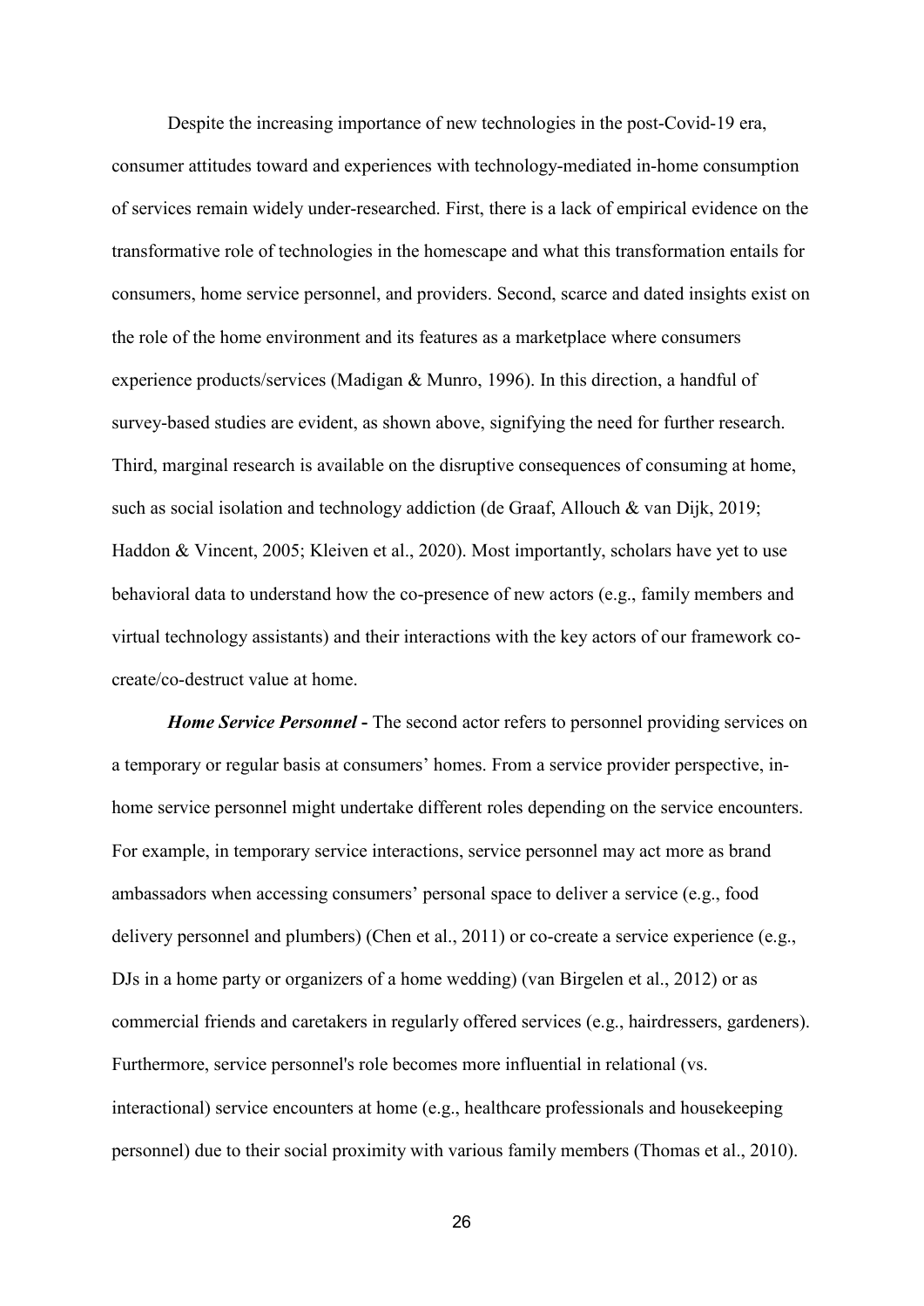Despite the increasing importance of new technologies in the post-Covid-19 era, consumer attitudes toward and experiences with technology-mediated in-home consumption of services remain widely under-researched. First, there is a lack of empirical evidence on the transformative role of technologies in the homescape and what this transformation entails for consumers, home service personnel, and providers. Second, scarce and dated insights exist on the role of the home environment and its features as a marketplace where consumers experience products/services (Madigan & Munro, 1996). In this direction, a handful of survey-based studies are evident, as shown above, signifying the need for further research. Third, marginal research is available on the disruptive consequences of consuming at home, such as social isolation and technology addiction (de Graaf, Allouch & van Dijk, 2019; Haddon & Vincent, 2005; Kleiven et al., 2020). Most importantly, scholars have yet to use behavioral data to understand how the co-presence of new actors (e.g., family members and virtual technology assistants) and their interactions with the key actors of our framework co-create/co-destruct value at home.

***Home Service Personnel*** **-** The second actor refers to personnel providing services on a temporary or regular basis at consumers' homes. From a service provider perspective, in-home service personnel might undertake different roles depending on the service encounters. For example, in temporary service interactions, service personnel may act more as brand ambassadors when accessing consumers' personal space to deliver a service (e.g., food delivery personnel and plumbers) (Chen et al., 2011) or co-create a service experience (e.g., DJs in a home party or organizers of a home wedding) (van Birgelen et al., 2012) or as commercial friends and caretakers in regularly offered services (e.g., hairdressers, gardeners). Furthermore, service personnel's role becomes more influential in relational (vs. interactional) service encounters at home (e.g., healthcare professionals and housekeeping personnel) due to their social proximity with various family members (Thomas et al., 2010).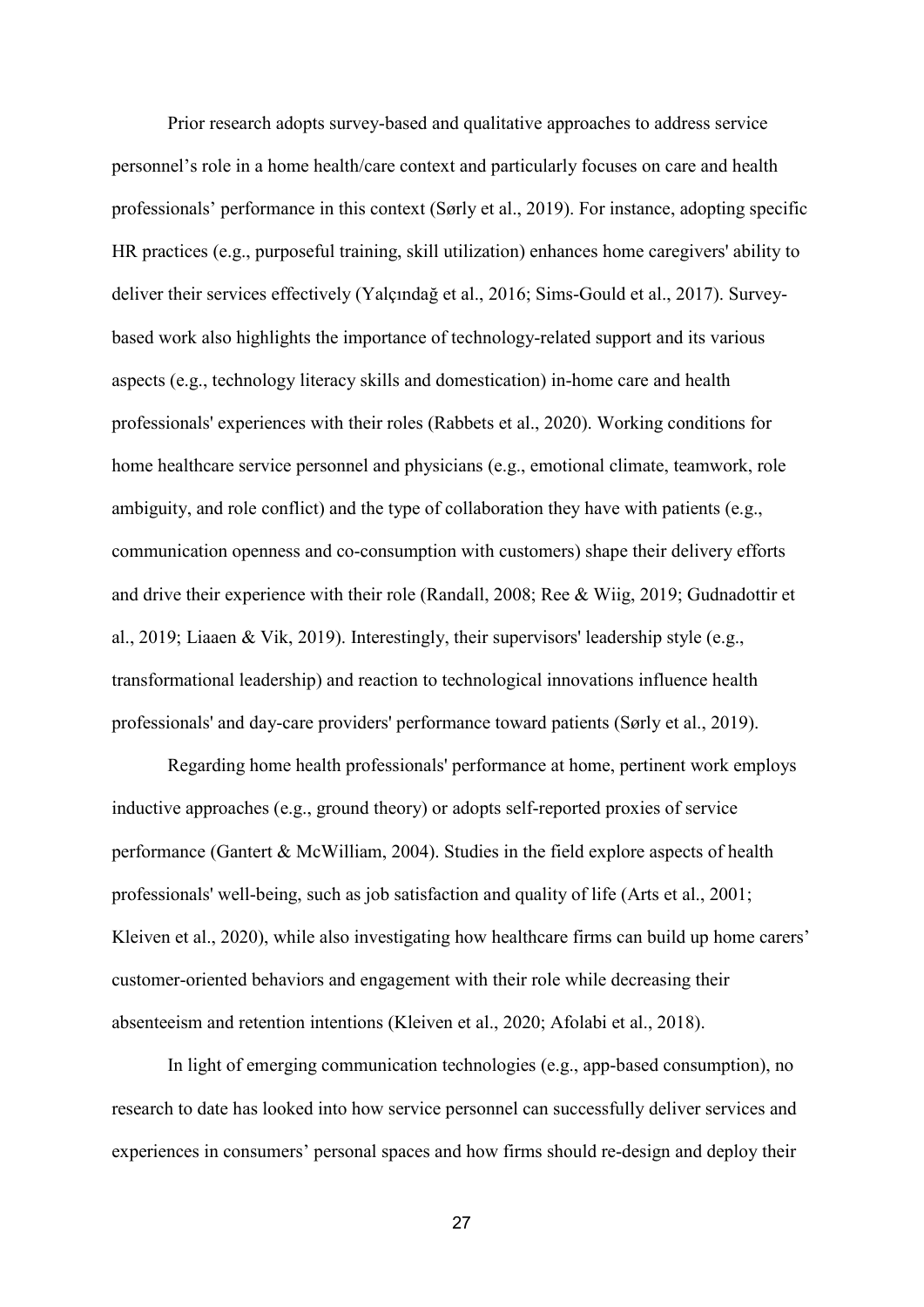Prior research adopts survey-based and qualitative approaches to address service personnel's role in a home health/care context and particularly focuses on care and health professionals' performance in this context (Sørly et al., 2019). For instance, adopting specific HR practices (e.g., purposeful training, skill utilization) enhances home caregivers' ability to deliver their services effectively (Yalçındağ et al., 2016; Sims-Gould et al., 2017). Survey-based work also highlights the importance of technology-related support and its various aspects (e.g., technology literacy skills and domestication) in-home care and health professionals' experiences with their roles (Rabbets et al., 2020). Working conditions for home healthcare service personnel and physicians (e.g., emotional climate, teamwork, role ambiguity, and role conflict) and the type of collaboration they have with patients (e.g., communication openness and co-consumption with customers) shape their delivery efforts and drive their experience with their role (Randall, 2008; Ree & Wiig, 2019; Gudnadottir et al., 2019; Liaaen & Vik, 2019). Interestingly, their supervisors' leadership style (e.g., transformational leadership) and reaction to technological innovations influence health professionals' and day-care providers' performance toward patients (Sørly et al., 2019).

Regarding home health professionals' performance at home, pertinent work employs inductive approaches (e.g., ground theory) or adopts self-reported proxies of service performance (Gantert & McWilliam, 2004). Studies in the field explore aspects of health professionals' well-being, such as job satisfaction and quality of life (Arts et al., 2001; Kleiven et al., 2020), while also investigating how healthcare firms can build up home carers' customer-oriented behaviors and engagement with their role while decreasing their absenteeism and retention intentions (Kleiven et al., 2020; Afolabi et al., 2018).

In light of emerging communication technologies (e.g., app-based consumption), no research to date has looked into how service personnel can successfully deliver services and experiences in consumers' personal spaces and how firms should re-design and deploy their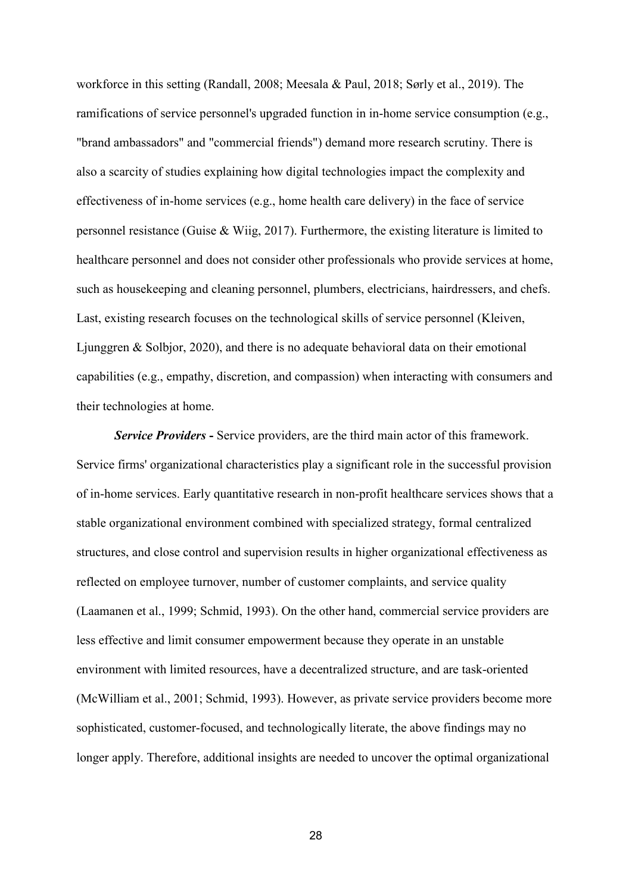workforce in this setting (Randall, 2008; Meesala & Paul, 2018; Sørly et al., 2019). The ramifications of service personnel's upgraded function in in-home service consumption (e.g., "brand ambassadors" and "commercial friends") demand more research scrutiny. There is also a scarcity of studies explaining how digital technologies impact the complexity and effectiveness of in-home services (e.g., home health care delivery) in the face of service personnel resistance (Guise & Wiig, 2017). Furthermore, the existing literature is limited to healthcare personnel and does not consider other professionals who provide services at home, such as housekeeping and cleaning personnel, plumbers, electricians, hairdressers, and chefs. Last, existing research focuses on the technological skills of service personnel (Kleiven, Ljunggren & Solbjor, 2020), and there is no adequate behavioral data on their emotional capabilities (e.g., empathy, discretion, and compassion) when interacting with consumers and their technologies at home.

***Service Providers* -** Service providers, are the third main actor of this framework. Service firms' organizational characteristics play a significant role in the successful provision of in-home services. Early quantitative research in non-profit healthcare services shows that a stable organizational environment combined with specialized strategy, formal centralized structures, and close control and supervision results in higher organizational effectiveness as reflected on employee turnover, number of customer complaints, and service quality (Laamanen et al., 1999; Schmid, 1993). On the other hand, commercial service providers are less effective and limit consumer empowerment because they operate in an unstable environment with limited resources, have a decentralized structure, and are task-oriented (McWilliam et al., 2001; Schmid, 1993). However, as private service providers become more sophisticated, customer-focused, and technologically literate, the above findings may no longer apply. Therefore, additional insights are needed to uncover the optimal organizational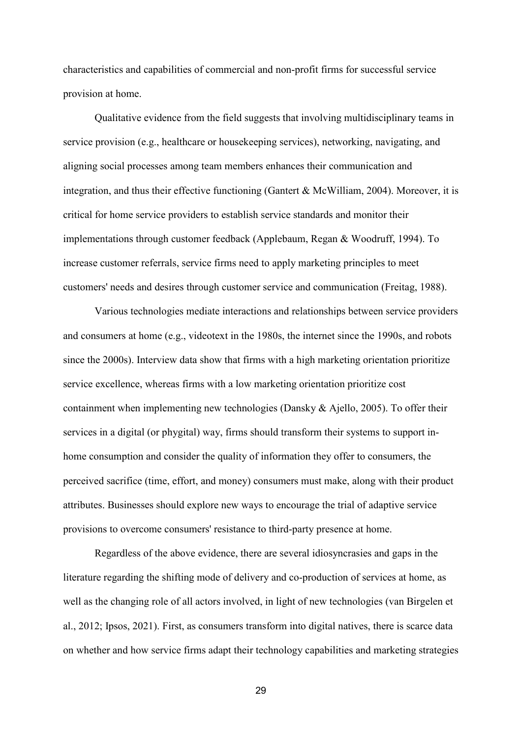characteristics and capabilities of commercial and non-profit firms for successful service provision at home.

Qualitative evidence from the field suggests that involving multidisciplinary teams in service provision (e.g., healthcare or housekeeping services), networking, navigating, and aligning social processes among team members enhances their communication and integration, and thus their effective functioning (Gantert & McWilliam, 2004). Moreover, it is critical for home service providers to establish service standards and monitor their implementations through customer feedback (Applebaum, Regan & Woodruff, 1994). To increase customer referrals, service firms need to apply marketing principles to meet customers' needs and desires through customer service and communication (Freitag, 1988).

Various technologies mediate interactions and relationships between service providers and consumers at home (e.g., videotext in the 1980s, the internet since the 1990s, and robots since the 2000s). Interview data show that firms with a high marketing orientation prioritize service excellence, whereas firms with a low marketing orientation prioritize cost containment when implementing new technologies (Dansky & Ajello, 2005). To offer their services in a digital (or phygital) way, firms should transform their systems to support in-home consumption and consider the quality of information they offer to consumers, the perceived sacrifice (time, effort, and money) consumers must make, along with their product attributes. Businesses should explore new ways to encourage the trial of adaptive service provisions to overcome consumers' resistance to third-party presence at home.

Regardless of the above evidence, there are several idiosyncrasies and gaps in the literature regarding the shifting mode of delivery and co-production of services at home, as well as the changing role of all actors involved, in light of new technologies (van Birgelen et al., 2012; Ipsos, 2021). First, as consumers transform into digital natives, there is scarce data on whether and how service firms adapt their technology capabilities and marketing strategies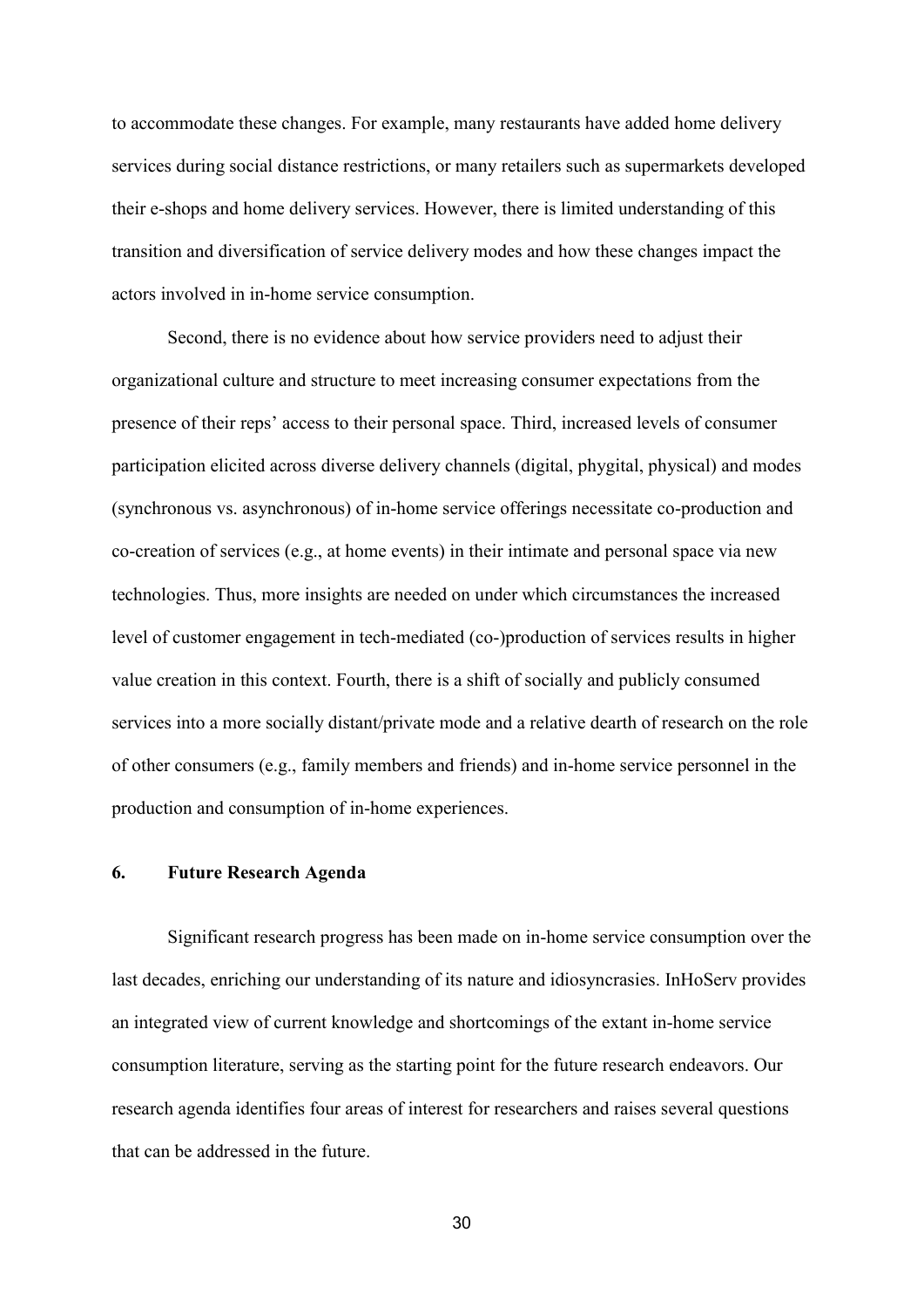to accommodate these changes. For example, many restaurants have added home delivery services during social distance restrictions, or many retailers such as supermarkets developed their e-shops and home delivery services. However, there is limited understanding of this transition and diversification of service delivery modes and how these changes impact the actors involved in in-home service consumption.

Second, there is no evidence about how service providers need to adjust their organizational culture and structure to meet increasing consumer expectations from the presence of their reps' access to their personal space. Third, increased levels of consumer participation elicited across diverse delivery channels (digital, phygital, physical) and modes (synchronous vs. asynchronous) of in-home service offerings necessitate co-production and co-creation of services (e.g., at home events) in their intimate and personal space via new technologies. Thus, more insights are needed on under which circumstances the increased level of customer engagement in tech-mediated (co-)production of services results in higher value creation in this context. Fourth, there is a shift of socially and publicly consumed services into a more socially distant/private mode and a relative dearth of research on the role of other consumers (e.g., family members and friends) and in-home service personnel in the production and consumption of in-home experiences.

## 6. Future Research Agenda

Significant research progress has been made on in-home service consumption over the last decades, enriching our understanding of its nature and idiosyncrasies. InHoServ provides an integrated view of current knowledge and shortcomings of the extant in-home service consumption literature, serving as the starting point for the future research endeavors. Our research agenda identifies four areas of interest for researchers and raises several questions that can be addressed in the future.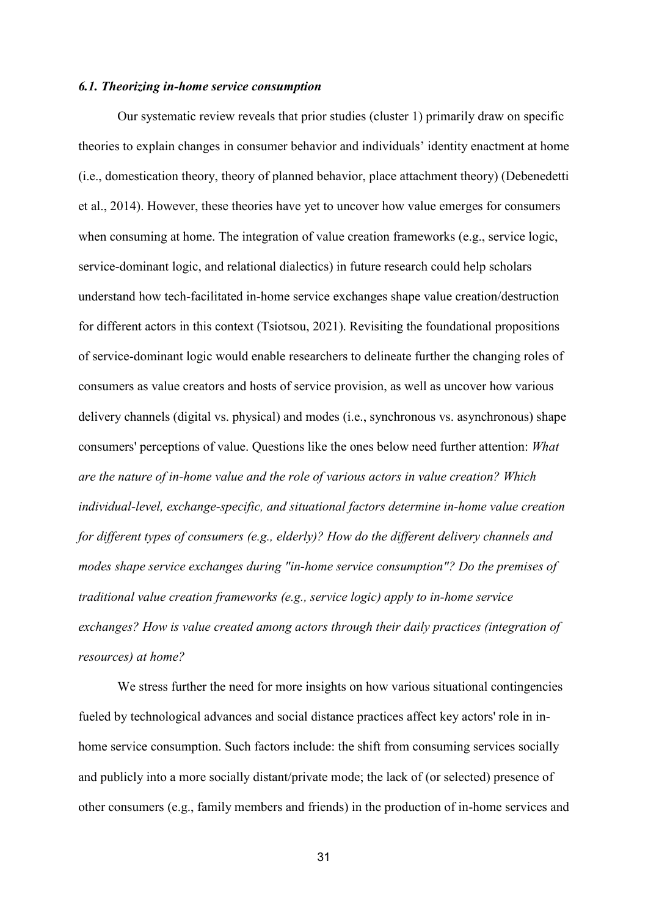### *6.1. Theorizing in-home service consumption*

Our systematic review reveals that prior studies (cluster 1) primarily draw on specific theories to explain changes in consumer behavior and individuals' identity enactment at home (i.e., domestication theory, theory of planned behavior, place attachment theory) (Debenedetti et al., 2014). However, these theories have yet to uncover how value emerges for consumers when consuming at home. The integration of value creation frameworks (e.g., service logic, service-dominant logic, and relational dialectics) in future research could help scholars understand how tech-facilitated in-home service exchanges shape value creation/destruction for different actors in this context (Tsiotsou, 2021). Revisiting the foundational propositions of service-dominant logic would enable researchers to delineate further the changing roles of consumers as value creators and hosts of service provision, as well as uncover how various delivery channels (digital vs. physical) and modes (i.e., synchronous vs. asynchronous) shape consumers' perceptions of value. Questions like the ones below need further attention: *What are the nature of in-home value and the role of various actors in value creation? Which individual-level, exchange-specific, and situational factors determine in-home value creation for different types of consumers (e.g., elderly)? How do the different delivery channels and modes shape service exchanges during "in-home service consumption"? Do the premises of traditional value creation frameworks (e.g., service logic) apply to in-home service exchanges? How is value created among actors through their daily practices (integration of resources) at home?*

We stress further the need for more insights on how various situational contingencies fueled by technological advances and social distance practices affect key actors' role in in-home service consumption. Such factors include: the shift from consuming services socially and publicly into a more socially distant/private mode; the lack of (or selected) presence of other consumers (e.g., family members and friends) in the production of in-home services and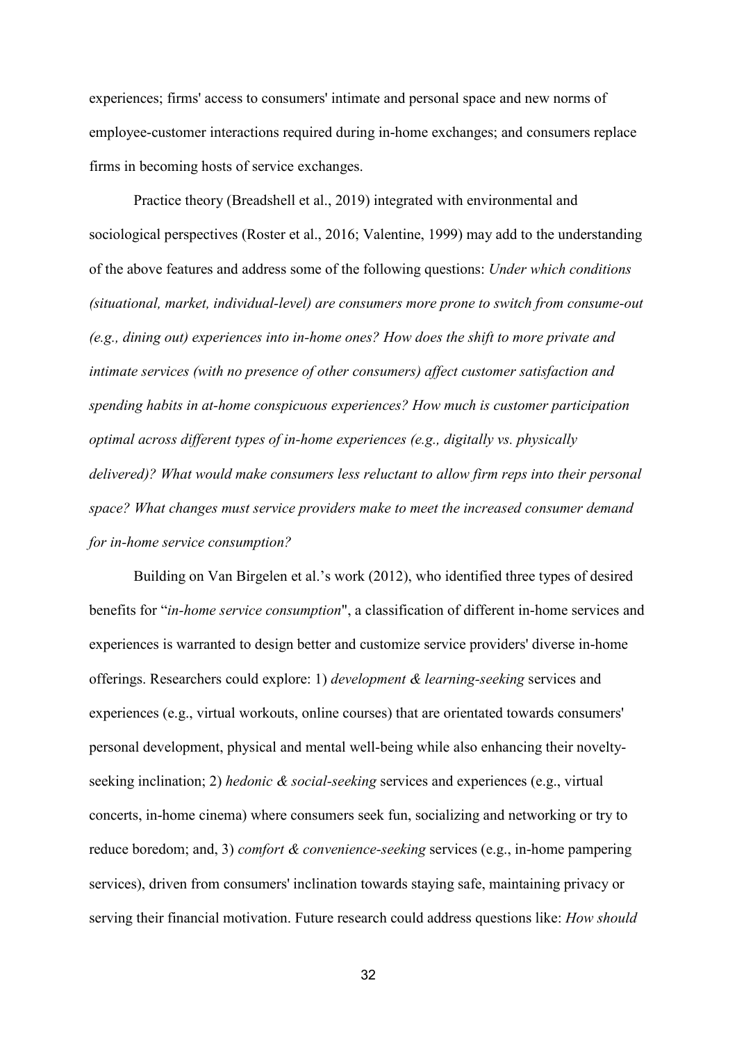experiences; firms' access to consumers' intimate and personal space and new norms of employee-customer interactions required during in-home exchanges; and consumers replace firms in becoming hosts of service exchanges.

Practice theory (Breadshell et al., 2019) integrated with environmental and sociological perspectives (Roster et al., 2016; Valentine, 1999) may add to the understanding of the above features and address some of the following questions: *Under which conditions (situational, market, individual-level) are consumers more prone to switch from consume-out (e.g., dining out) experiences into in-home ones? How does the shift to more private and intimate services (with no presence of other consumers) affect customer satisfaction and spending habits in at-home conspicuous experiences? How much is customer participation optimal across different types of in-home experiences (e.g., digitally vs. physically delivered)? What would make consumers less reluctant to allow firm reps into their personal space? What changes must service providers make to meet the increased consumer demand for in-home service consumption?*

Building on Van Birgelen et al.'s work (2012), who identified three types of desired benefits for "*in-home service consumption*", a classification of different in-home services and experiences is warranted to design better and customize service providers' diverse in-home offerings. Researchers could explore: 1) *development & learning-seeking* services and experiences (e.g., virtual workouts, online courses) that are orientated towards consumers' personal development, physical and mental well-being while also enhancing their novelty-seeking inclination; 2) *hedonic & social-seeking* services and experiences (e.g., virtual concerts, in-home cinema) where consumers seek fun, socializing and networking or try to reduce boredom; and, 3) *comfort & convenience-seeking* services (e.g., in-home pampering services), driven from consumers' inclination towards staying safe, maintaining privacy or serving their financial motivation. Future research could address questions like: *How should*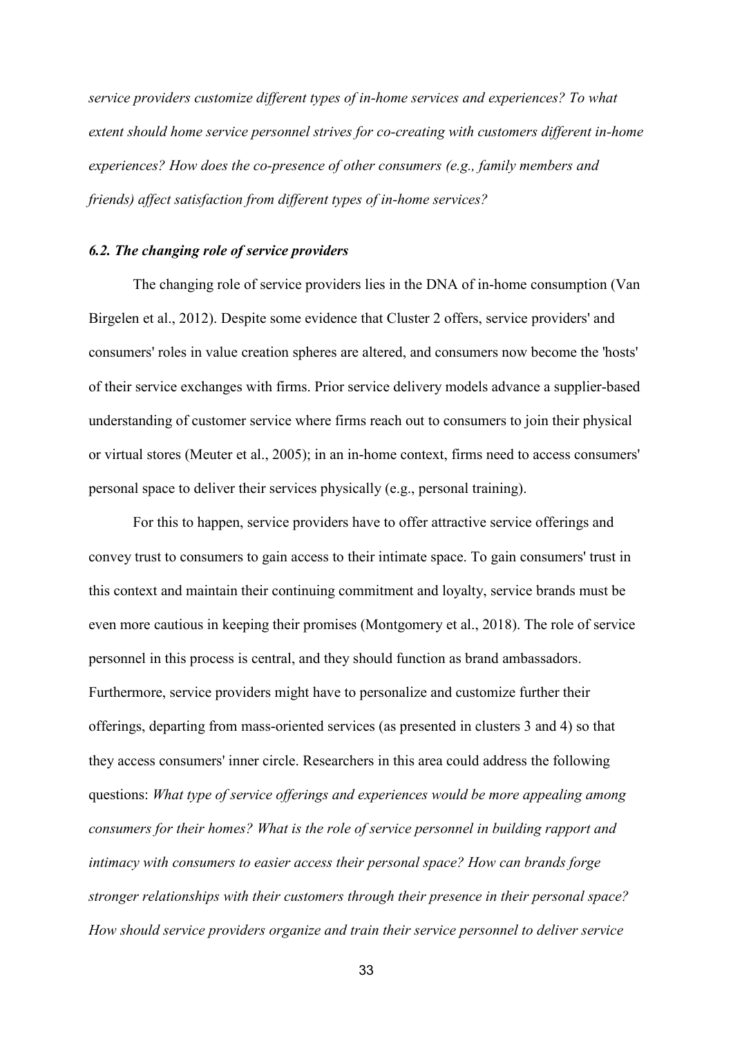*service providers customize different types of in-home services and experiences? To what extent should home service personnel strives for co-creating with customers different in-home experiences? How does the co-presence of other consumers (e.g., family members and friends) affect satisfaction from different types of in-home services?*

### *6.2. The changing role of service providers*

The changing role of service providers lies in the DNA of in-home consumption (Van Birgelen et al., 2012). Despite some evidence that Cluster 2 offers, service providers' and consumers' roles in value creation spheres are altered, and consumers now become the 'hosts' of their service exchanges with firms. Prior service delivery models advance a supplier-based understanding of customer service where firms reach out to consumers to join their physical or virtual stores (Meuter et al., 2005); in an in-home context, firms need to access consumers' personal space to deliver their services physically (e.g., personal training).

For this to happen, service providers have to offer attractive service offerings and convey trust to consumers to gain access to their intimate space. To gain consumers' trust in this context and maintain their continuing commitment and loyalty, service brands must be even more cautious in keeping their promises (Montgomery et al., 2018). The role of service personnel in this process is central, and they should function as brand ambassadors. Furthermore, service providers might have to personalize and customize further their offerings, departing from mass-oriented services (as presented in clusters 3 and 4) so that they access consumers' inner circle. Researchers in this area could address the following questions: *What type of service offerings and experiences would be more appealing among consumers for their homes? What is the role of service personnel in building rapport and intimacy with consumers to easier access their personal space? How can brands forge stronger relationships with their customers through their presence in their personal space? How should service providers organize and train their service personnel to deliver service*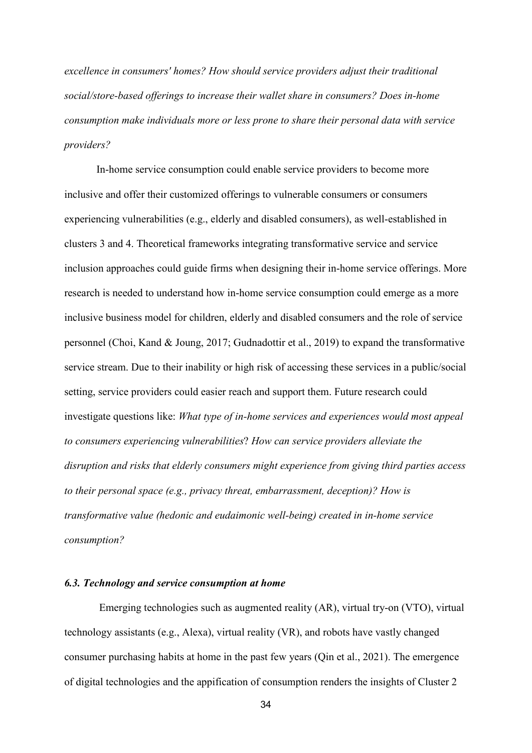*excellence in consumers' homes? How should service providers adjust their traditional social/store-based offerings to increase their wallet share in consumers? Does in-home consumption make individuals more or less prone to share their personal data with service providers?*

In-home service consumption could enable service providers to become more inclusive and offer their customized offerings to vulnerable consumers or consumers experiencing vulnerabilities (e.g., elderly and disabled consumers), as well-established in clusters 3 and 4. Theoretical frameworks integrating transformative service and service inclusion approaches could guide firms when designing their in-home service offerings. More research is needed to understand how in-home service consumption could emerge as a more inclusive business model for children, elderly and disabled consumers and the role of service personnel (Choi, Kand & Joung, 2017; Gudnadottir et al., 2019) to expand the transformative service stream. Due to their inability or high risk of accessing these services in a public/social setting, service providers could easier reach and support them. Future research could investigate questions like: *What type of in-home services and experiences would most appeal to consumers experiencing vulnerabilities*? *How can service providers alleviate the disruption and risks that elderly consumers might experience from giving third parties access to their personal space (e.g., privacy threat, embarrassment, deception)? How is transformative value (hedonic and eudaimonic well-being) created in in-home service consumption?*

### *6.3. Technology and service consumption at home*

Emerging technologies such as augmented reality (AR), virtual try-on (VTO), virtual technology assistants (e.g., Alexa), virtual reality (VR), and robots have vastly changed consumer purchasing habits at home in the past few years (Qin et al., 2021). The emergence of digital technologies and the appification of consumption renders the insights of Cluster 2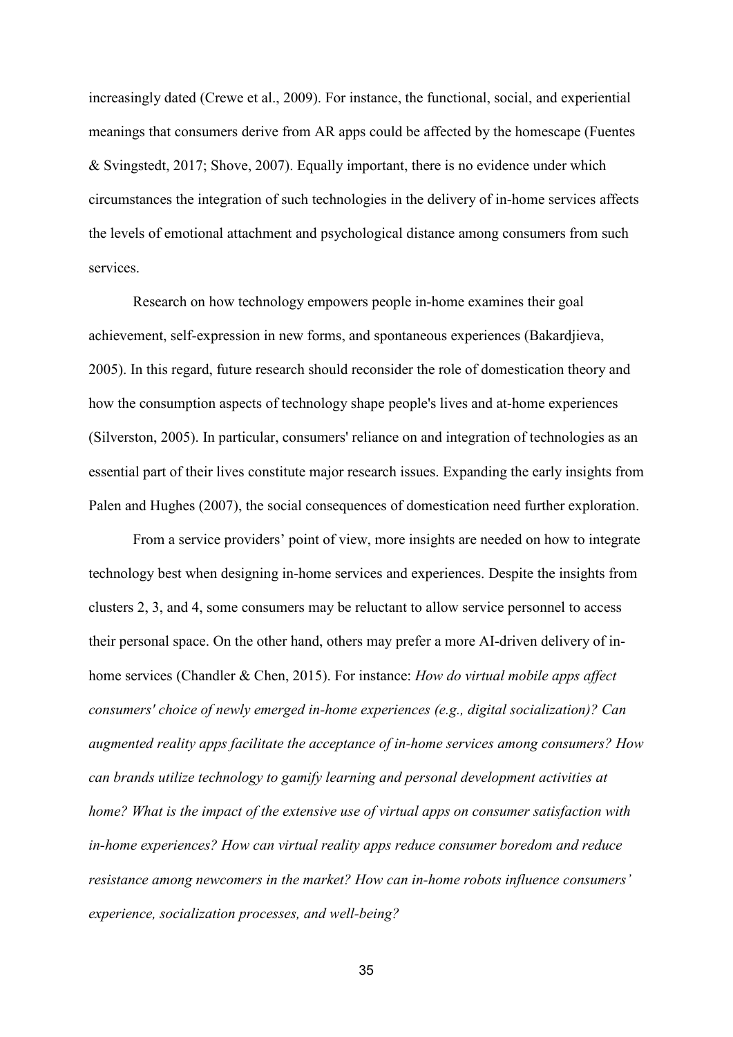increasingly dated (Crewe et al., 2009). For instance, the functional, social, and experiential meanings that consumers derive from AR apps could be affected by the homescape (Fuentes & Svingstedt, 2017; Shove, 2007). Equally important, there is no evidence under which circumstances the integration of such technologies in the delivery of in-home services affects the levels of emotional attachment and psychological distance among consumers from such services.

Research on how technology empowers people in-home examines their goal achievement, self-expression in new forms, and spontaneous experiences (Bakardjieva, 2005). In this regard, future research should reconsider the role of domestication theory and how the consumption aspects of technology shape people's lives and at-home experiences (Silverston, 2005). In particular, consumers' reliance on and integration of technologies as an essential part of their lives constitute major research issues. Expanding the early insights from Palen and Hughes (2007), the social consequences of domestication need further exploration.

From a service providers' point of view, more insights are needed on how to integrate technology best when designing in-home services and experiences. Despite the insights from clusters 2, 3, and 4, some consumers may be reluctant to allow service personnel to access their personal space. On the other hand, others may prefer a more AI-driven delivery of in-home services (Chandler & Chen, 2015). For instance: *How do virtual mobile apps affect consumers' choice of newly emerged in-home experiences (e.g., digital socialization)? Can augmented reality apps facilitate the acceptance of in-home services among consumers? How can brands utilize technology to gamify learning and personal development activities at home? What is the impact of the extensive use of virtual apps on consumer satisfaction with in-home experiences? How can virtual reality apps reduce consumer boredom and reduce resistance among newcomers in the market? How can in-home robots influence consumers' experience, socialization processes, and well-being?*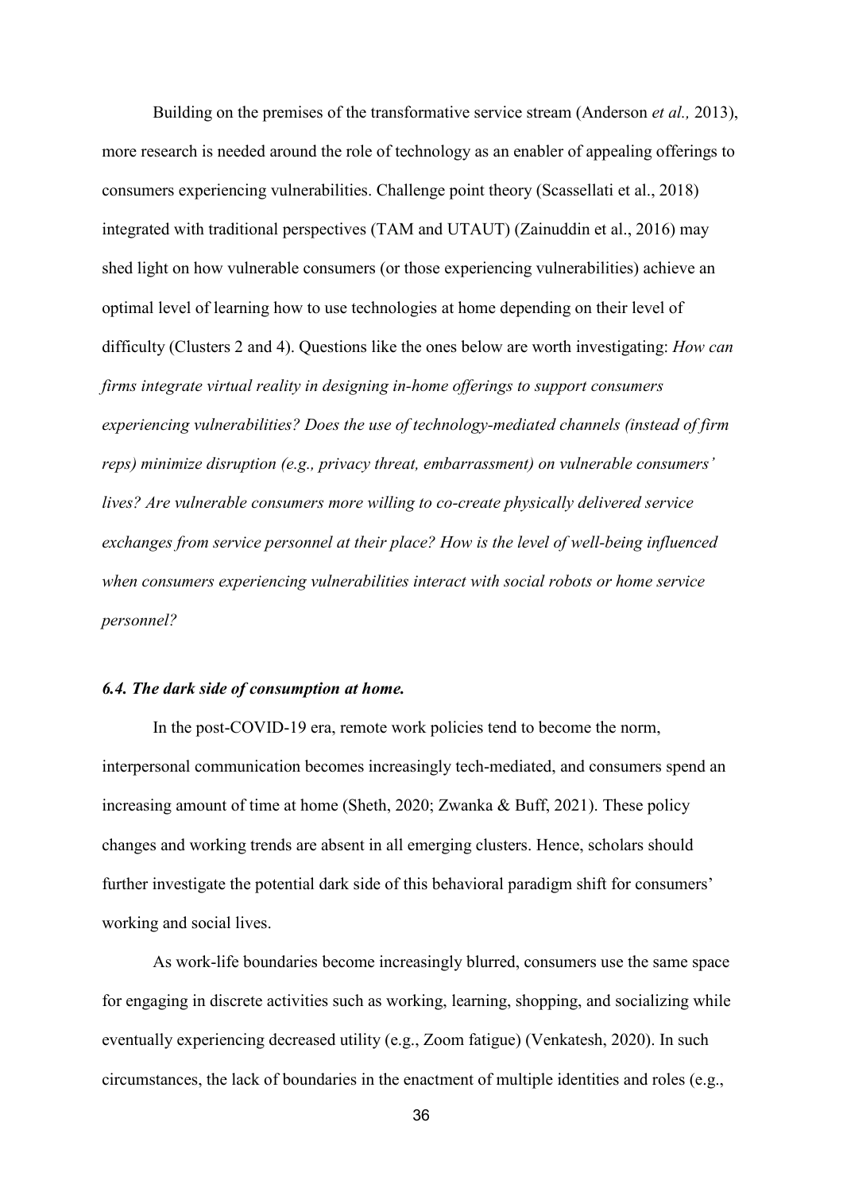Building on the premises of the transformative service stream (Anderson *et al.,* 2013), more research is needed around the role of technology as an enabler of appealing offerings to consumers experiencing vulnerabilities. Challenge point theory (Scassellati et al., 2018) integrated with traditional perspectives (TAM and UTAUT) (Zainuddin et al., 2016) may shed light on how vulnerable consumers (or those experiencing vulnerabilities) achieve an optimal level of learning how to use technologies at home depending on their level of difficulty (Clusters 2 and 4). Questions like the ones below are worth investigating: *How can firms integrate virtual reality in designing in-home offerings to support consumers experiencing vulnerabilities? Does the use of technology-mediated channels (instead of firm reps) minimize disruption (e.g., privacy threat, embarrassment) on vulnerable consumers' lives? Are vulnerable consumers more willing to co-create physically delivered service exchanges from service personnel at their place? How is the level of well-being influenced when consumers experiencing vulnerabilities interact with social robots or home service personnel?*

### *6.4. The dark side of consumption at home.*

In the post-COVID-19 era, remote work policies tend to become the norm, interpersonal communication becomes increasingly tech-mediated, and consumers spend an increasing amount of time at home (Sheth, 2020; Zwanka & Buff, 2021). These policy changes and working trends are absent in all emerging clusters. Hence, scholars should further investigate the potential dark side of this behavioral paradigm shift for consumers' working and social lives.

As work-life boundaries become increasingly blurred, consumers use the same space for engaging in discrete activities such as working, learning, shopping, and socializing while eventually experiencing decreased utility (e.g., Zoom fatigue) (Venkatesh, 2020). In such circumstances, the lack of boundaries in the enactment of multiple identities and roles (e.g.,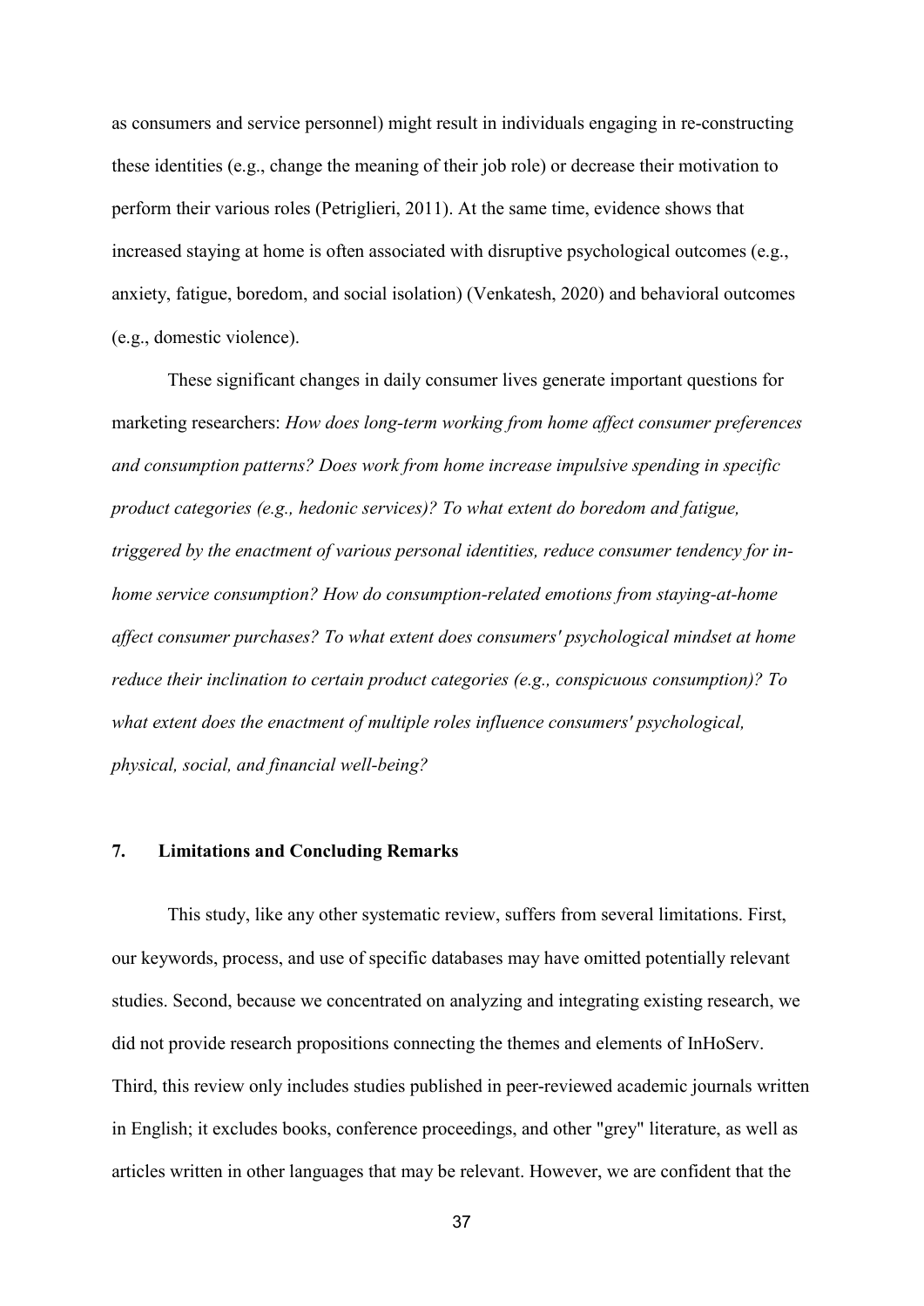as consumers and service personnel) might result in individuals engaging in re-constructing these identities (e.g., change the meaning of their job role) or decrease their motivation to perform their various roles (Petriglieri, 2011). At the same time, evidence shows that increased staying at home is often associated with disruptive psychological outcomes (e.g., anxiety, fatigue, boredom, and social isolation) (Venkatesh, 2020) and behavioral outcomes (e.g., domestic violence).

These significant changes in daily consumer lives generate important questions for marketing researchers: *How does long-term working from home affect consumer preferences and consumption patterns? Does work from home increase impulsive spending in specific product categories (e.g., hedonic services)? To what extent do boredom and fatigue, triggered by the enactment of various personal identities, reduce consumer tendency for in-home service consumption? How do consumption-related emotions from staying-at-home affect consumer purchases? To what extent does consumers' psychological mindset at home reduce their inclination to certain product categories (e.g., conspicuous consumption)? To what extent does the enactment of multiple roles influence consumers' psychological, physical, social, and financial well-being?*

## 7. Limitations and Concluding Remarks

This study, like any other systematic review, suffers from several limitations. First, our keywords, process, and use of specific databases may have omitted potentially relevant studies. Second, because we concentrated on analyzing and integrating existing research, we did not provide research propositions connecting the themes and elements of InHoServ. Third, this review only includes studies published in peer-reviewed academic journals written in English; it excludes books, conference proceedings, and other "grey" literature, as well as articles written in other languages that may be relevant. However, we are confident that the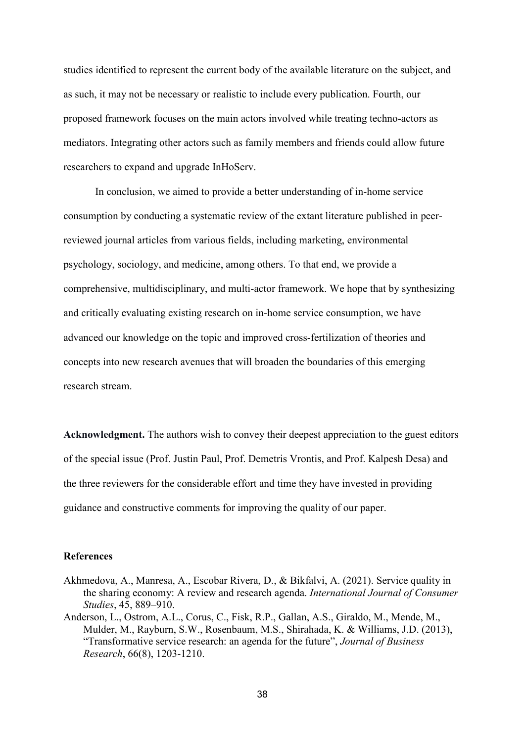studies identified to represent the current body of the available literature on the subject, and as such, it may not be necessary or realistic to include every publication. Fourth, our proposed framework focuses on the main actors involved while treating techno-actors as mediators. Integrating other actors such as family members and friends could allow future researchers to expand and upgrade InHoServ.

In conclusion, we aimed to provide a better understanding of in-home service consumption by conducting a systematic review of the extant literature published in peer-reviewed journal articles from various fields, including marketing, environmental psychology, sociology, and medicine, among others. To that end, we provide a comprehensive, multidisciplinary, and multi-actor framework. We hope that by synthesizing and critically evaluating existing research on in-home service consumption, we have advanced our knowledge on the topic and improved cross-fertilization of theories and concepts into new research avenues that will broaden the boundaries of this emerging research stream.

**Acknowledgment.** The authors wish to convey their deepest appreciation to the guest editors of the special issue (Prof. Justin Paul, Prof. Demetris Vrontis, and Prof. Kalpesh Desa) and the three reviewers for the considerable effort and time they have invested in providing guidance and constructive comments for improving the quality of our paper.

**References**

Akhmedova, A., Manresa, A., Escobar Rivera, D., & Bikfalvi, A. (2021). Service quality in the sharing economy: A review and research agenda. *International Journal of Consumer Studies*, 45, 889–910.

Anderson, L., Ostrom, A.L., Corus, C., Fisk, R.P., Gallan, A.S., Giraldo, M., Mende, M., Mulder, M., Rayburn, S.W., Rosenbaum, M.S., Shirahada, K. & Williams, J.D. (2013), "Transformative service research: an agenda for the future", *Journal of Business Research*, 66(8), 1203-1210.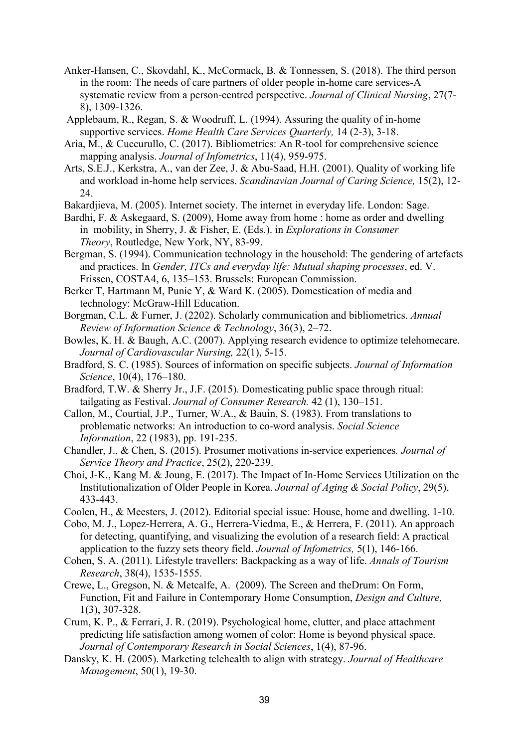Anker-Hansen, C., Skovdahl, K., McCormack, B. & Tonnessen, S. (2018). The third person in the room: The needs of care partners of older people in-home care services-A systematic review from a person-centred perspective. *Journal of Clinical Nursing*, 27(7-8), 1309-1326.

Applebaum, R., Regan, S. & Woodruff, L. (1994). Assuring the quality of in-home supportive services. *Home Health Care Services Quarterly,* 14 (2-3), 3-18.

Aria, M., & Cuccurullo, C. (2017). Bibliometrics: An R-tool for comprehensive science mapping analysis. *Journal of Infometrics*, 11(4), 959-975.

Arts, S.E.J., Kerkstra, A., van der Zee, J. & Abu-Saad, H.H. (2001). Quality of working life and workload in-home help services. *Scandinavian Journal of Caring Science,* 15(2), 12-24.

Bakardjieva, M. (2005). Internet society. The internet in everyday life. London: Sage.

Bardhi, F. & Askegaard, S. (2009), Home away from home : home as order and dwelling in mobility, in Sherry, J. & Fisher, E. (Eds.). in *Explorations in Consumer Theory*, Routledge, New York, NY, 83-99.

Bergman, S. (1994). Communication technology in the household: The gendering of artefacts and practices. In *Gender, ITCs and everyday life: Mutual shaping processes*, ed. V. Frissen, COSTA4, 6, 135–153. Brussels: European Commission.

Berker T, Hartmann M, Punie Y, & Ward K. (2005). Domestication of media and technology: McGraw-Hill Education.

Borgman, C.L. & Furner, J. (2202). Scholarly communication and bibliometrics. *Annual Review of Information Science & Technology*, 36(3), 2–72.

Bowles, K. H. & Baugh, A.C. (2007). Applying research evidence to optimize telehomecare. *Journal of Cardiovascular Nursing,* 22(1), 5-15.

Bradford, S. C. (1985). Sources of information on specific subjects. *Journal of Information Science*, 10(4), 176–180.

Bradford, T.W. & Sherry Jr., J.F. (2015). Domesticating public space through ritual: tailgating as Festival. *Journal of Consumer Research.* 42 (1), 130–151.

Callon, M., Courtial, J.P., Turner, W.A., & Bauin, S. (1983). From translations to problematic networks: An introduction to co-word analysis. *Social Science Information*, 22 (1983), pp. 191-235.

Chandler, J., & Chen, S. (2015). Prosumer motivations in-service experiences*. Journal of Service Theory and Practice*, 25(2), 220-239.

Choi, J-K., Kang M. & Joung, E. (2017). The Impact of In-Home Services Utilization on the Institutionalization of Older People in Korea. *Journal of Aging & Social Policy*, 29(5), 433-443.

Coolen, H., & Meesters, J. (2012). Editorial special issue: House, home and dwelling. 1-10.

Cobo, M. J., Lopez-Herrera, A. G., Herrera-Viedma, E., & Herrera, F. (2011). An approach for detecting, quantifying, and visualizing the evolution of a research field: A practical application to the fuzzy sets theory field. *Journal of Infometrics,* 5(1), 146-166.

Cohen, S. A. (2011). Lifestyle travellers: Backpacking as a way of life. *Annals of Tourism Research*, 38(4), 1535-1555.

Crewe, L., Gregson, N. & Metcalfe, A. (2009). The Screen and theDrum: On Form, Function, Fit and Failure in Contemporary Home Consumption, *Design and Culture,* 1(3), 307-328.

Crum, K. P., & Ferrari, J. R. (2019). Psychological home, clutter, and place attachment predicting life satisfaction among women of color: Home is beyond physical space. *Journal of Contemporary Research in Social Sciences*, 1(4), 87-96.

Dansky, K. H. (2005). Marketing telehealth to align with strategy. *Journal of Healthcare Management*, 50(1), 19-30.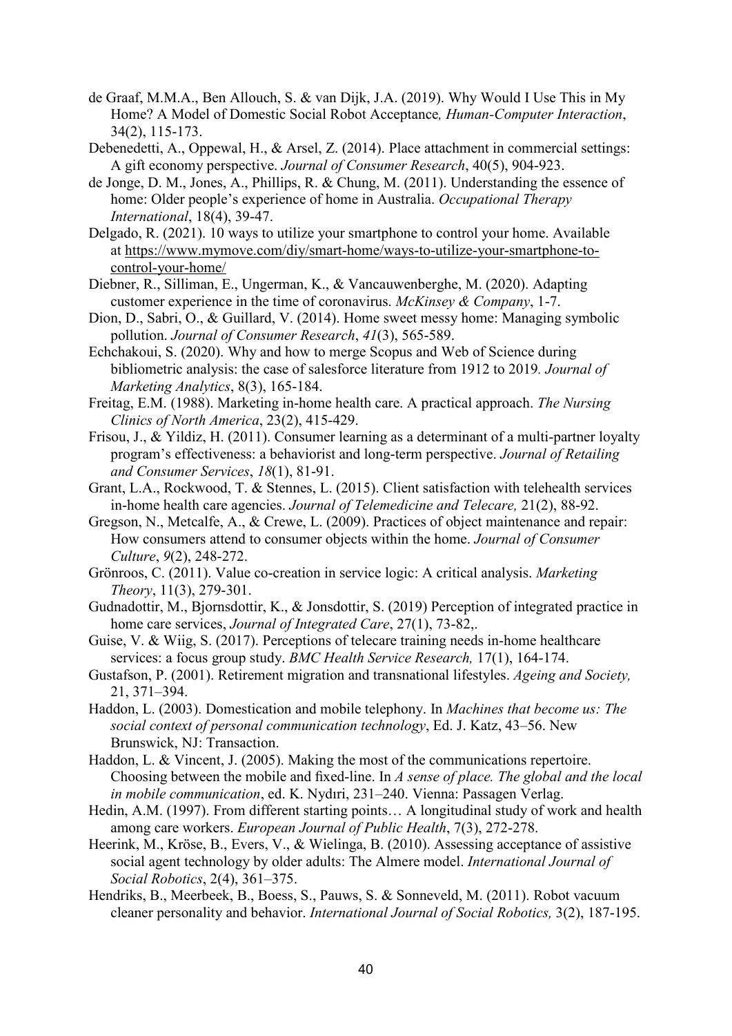de Graaf, M.M.A., Ben Allouch, S. & van Dijk, J.A. (2019). Why Would I Use This in My Home? A Model of Domestic Social Robot Acceptance*, Human-Computer Interaction*, 34(2), 115-173.

Debenedetti, A., Oppewal, H., & Arsel, Z. (2014). Place attachment in commercial settings: A gift economy perspective. *Journal of Consumer Research*, 40(5), 904-923.

de Jonge, D. M., Jones, A., Phillips, R. & Chung, M. (2011). Understanding the essence of home: Older people's experience of home in Australia. *Occupational Therapy International*, 18(4), 39-47.

Delgado, R. (2021). 10 ways to utilize your smartphone to control your home. Available at https://www.mymove.com/diy/smart-home/ways-to-utilize-your-smartphone-to-control-your-home/

Diebner, R., Silliman, E., Ungerman, K., & Vancauwenberghe, M. (2020). Adapting customer experience in the time of coronavirus. *McKinsey & Company*, 1-7.

Dion, D., Sabri, O., & Guillard, V. (2014). Home sweet messy home: Managing symbolic pollution. *Journal of Consumer Research*, *41*(3), 565-589.

Echchakoui, S. (2020). Why and how to merge Scopus and Web of Science during bibliometric analysis: the case of salesforce literature from 1912 to 2019*. Journal of Marketing Analytics*, 8(3), 165-184.

Freitag, E.M. (1988). Marketing in-home health care. A practical approach. *The Nursing Clinics of North America*, 23(2), 415-429.

Frisou, J., & Yildiz, H. (2011). Consumer learning as a determinant of a multi-partner loyalty program's effectiveness: a behaviorist and long-term perspective. *Journal of Retailing and Consumer Services*, *18*(1), 81-91.

Grant, L.A., Rockwood, T. & Stennes, L. (2015). Client satisfaction with telehealth services in-home health care agencies. *Journal of Telemedicine and Telecare,* 21(2), 88-92.

Gregson, N., Metcalfe, A., & Crewe, L. (2009). Practices of object maintenance and repair: How consumers attend to consumer objects within the home. *Journal of Consumer Culture*, *9*(2), 248-272.

Grönroos, C. (2011). Value co-creation in service logic: A critical analysis. *Marketing Theory*, 11(3), 279-301.

Gudnadottir, M., Bjornsdottir, K., & Jonsdottir, S. (2019) Perception of integrated practice in home care services, *Journal of Integrated Care*, 27(1), 73-82,.

Guise, V. & Wiig, S. (2017). Perceptions of telecare training needs in-home healthcare services: a focus group study. *BMC Health Service Research,* 17(1), 164-174.

Gustafson, P. (2001). Retirement migration and transnational lifestyles. *Ageing and Society,* 21, 371–394.

Haddon, L. (2003). Domestication and mobile telephony. In *Machines that become us: The social context of personal communication technology*, Ed. J. Katz, 43–56. New Brunswick, NJ: Transaction.

Haddon, L. & Vincent, J. (2005). Making the most of the communications repertoire. Choosing between the mobile and fixed-line. In *A sense of place. The global and the local in mobile communication*, ed. K. Nydıri, 231–240. Vienna: Passagen Verlag.

Hedin, A.M. (1997). From different starting points… A longitudinal study of work and health among care workers. *European Journal of Public Health*, 7(3), 272-278.

Heerink, M., Kröse, B., Evers, V., & Wielinga, B. (2010). Assessing acceptance of assistive social agent technology by older adults: The Almere model. *International Journal of Social Robotics*, 2(4), 361–375.

Hendriks, B., Meerbeek, B., Boess, S., Pauws, S. & Sonneveld, M. (2011). Robot vacuum cleaner personality and behavior. *International Journal of Social Robotics,* 3(2), 187-195.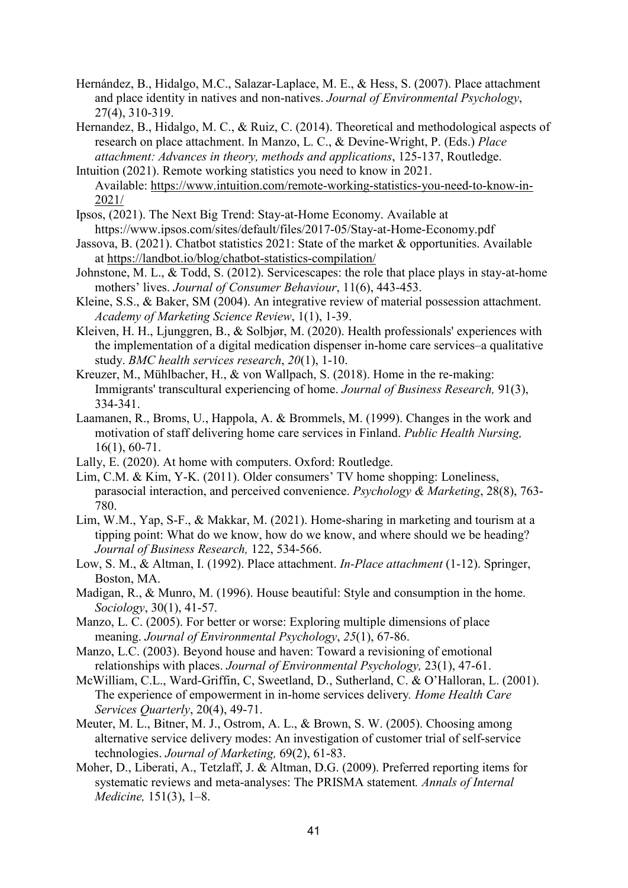Hernández, B., Hidalgo, M.C., Salazar-Laplace, M. E., & Hess, S. (2007). Place attachment and place identity in natives and non-natives. *Journal of Environmental Psychology*, 27(4), 310-319.

Hernandez, B., Hidalgo, M. C., & Ruiz, C. (2014). Theoretical and methodological aspects of research on place attachment. In Manzo, L. C., & Devine-Wright, P. (Eds.) *Place attachment: Advances in theory, methods and applications*, 125-137, Routledge.

Intuition (2021). Remote working statistics you need to know in 2021. Available: https://www.intuition.com/remote-working-statistics-you-need-to-know-in-2021/

Ipsos, (2021). The Next Big Trend: Stay-at-Home Economy. Available at https://www.ipsos.com/sites/default/files/2017-05/Stay-at-Home-Economy.pdf

Jassova, B. (2021). Chatbot statistics 2021: State of the market & opportunities. Available at https://landbot.io/blog/chatbot-statistics-compilation/

Johnstone, M. L., & Todd, S. (2012). Servicescapes: the role that place plays in stay-at-home mothers' lives. *Journal of Consumer Behaviour*, 11(6), 443-453.

Kleine, S.S., & Baker, SM (2004). An integrative review of material possession attachment. *Academy of Marketing Science Review*, 1(1), 1-39.

Kleiven, H. H., Ljunggren, B., & Solbjør, M. (2020). Health professionals' experiences with the implementation of a digital medication dispenser in-home care services–a qualitative study. *BMC health services research*, *20*(1), 1-10.

Kreuzer, M., Mühlbacher, H., & von Wallpach, S. (2018). Home in the re-making: Immigrants' transcultural experiencing of home. *Journal of Business Research,* 91(3), 334-341.

Laamanen, R., Broms, U., Happola, A. & Brommels, M. (1999). Changes in the work and motivation of staff delivering home care services in Finland. *Public Health Nursing,* 16(1), 60-71.

Lally, E. (2020). At home with computers. Oxford: Routledge.

Lim, C.M. & Kim, Y-K. (2011). Older consumers' TV home shopping: Loneliness, parasocial interaction, and perceived convenience. *Psychology & Marketing*, 28(8), 763-780.

Lim, W.M., Yap, S-F., & Makkar, M. (2021). Home-sharing in marketing and tourism at a tipping point: What do we know, how do we know, and where should we be heading? *Journal of Business Research,* 122, 534-566.

Low, S. M., & Altman, I. (1992). Place attachment. *In-Place attachment* (1-12). Springer, Boston, MA.

Madigan, R., & Munro, M. (1996). House beautiful: Style and consumption in the home. *Sociology*, 30(1), 41-57.

Manzo, L. C. (2005). For better or worse: Exploring multiple dimensions of place meaning. *Journal of Environmental Psychology*, *25*(1), 67-86.

Manzo, L.C. (2003). Beyond house and haven: Toward a revisioning of emotional relationships with places. *Journal of Environmental Psychology,* 23(1), 47-61.

McWilliam, C.L., Ward-Griffin, C, Sweetland, D., Sutherland, C. & O'Halloran, L. (2001). The experience of empowerment in in-home services delivery*. Home Health Care Services Quarterly*, 20(4), 49-71.

Meuter, M. L., Bitner, M. J., Ostrom, A. L., & Brown, S. W. (2005). Choosing among alternative service delivery modes: An investigation of customer trial of self-service technologies. *Journal of Marketing,* 69(2), 61-83.

Moher, D., Liberati, A., Tetzlaff, J. & Altman, D.G. (2009). Preferred reporting items for systematic reviews and meta-analyses: The PRISMA statement*. Annals of Internal Medicine,* 151(3), 1–8.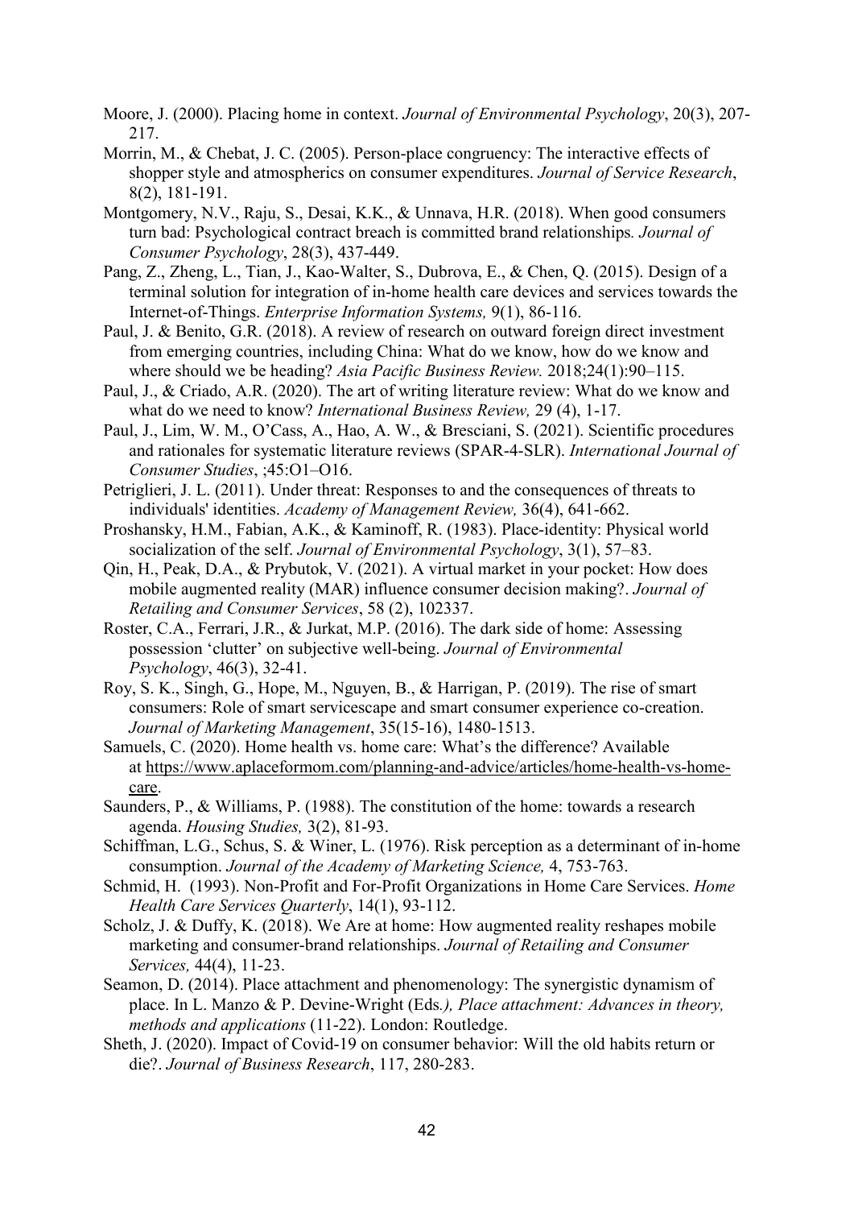Moore, J. (2000). Placing home in context. *Journal of Environmental Psychology*, 20(3), 207-217.

Morrin, M., & Chebat, J. C. (2005). Person-place congruency: The interactive effects of shopper style and atmospherics on consumer expenditures. *Journal of Service Research*, 8(2), 181-191.

Montgomery, N.V., Raju, S., Desai, K.K., & Unnava, H.R. (2018). When good consumers turn bad: Psychological contract breach is committed brand relationships. *Journal of Consumer Psychology*, 28(3), 437-449.

Pang, Z., Zheng, L., Tian, J., Kao-Walter, S., Dubrova, E., & Chen, Q. (2015). Design of a terminal solution for integration of in-home health care devices and services towards the Internet-of-Things. *Enterprise Information Systems,* 9(1), 86-116.

Paul, J. & Benito, G.R. (2018). A review of research on outward foreign direct investment from emerging countries, including China: What do we know, how do we know and where should we be heading? *Asia Pacific Business Review.* 2018;24(1):90–115.

Paul, J., & Criado, A.R. (2020). The art of writing literature review: What do we know and what do we need to know? *International Business Review,* 29 (4), 1-17.

Paul, J., Lim, W. M., O'Cass, A., Hao, A. W., & Bresciani, S. (2021). Scientific procedures and rationales for systematic literature reviews (SPAR-4-SLR). *International Journal of Consumer Studies*, ;45:O1–O16.

Petriglieri, J. L. (2011). Under threat: Responses to and the consequences of threats to individuals' identities. *Academy of Management Review,* 36(4), 641-662.

Proshansky, H.M., Fabian, A.K., & Kaminoff, R. (1983). Place-identity: Physical world socialization of the self. *Journal of Environmental Psychology*, 3(1), 57–83.

Qin, H., Peak, D.A., & Prybutok, V. (2021). A virtual market in your pocket: How does mobile augmented reality (MAR) influence consumer decision making?. *Journal of Retailing and Consumer Services*, 58 (2), 102337.

Roster, C.A., Ferrari, J.R., & Jurkat, M.P. (2016). The dark side of home: Assessing possession 'clutter' on subjective well-being. *Journal of Environmental Psychology*, 46(3), 32-41.

Roy, S. K., Singh, G., Hope, M., Nguyen, B., & Harrigan, P. (2019). The rise of smart consumers: Role of smart servicescape and smart consumer experience co-creation. *Journal of Marketing Management*, 35(15-16), 1480-1513.

Samuels, C. (2020). Home health vs. home care: What's the difference? Available at https://www.aplaceformom.com/planning-and-advice/articles/home-health-vs-home-care.

Saunders, P., & Williams, P. (1988). The constitution of the home: towards a research agenda. *Housing Studies,* 3(2), 81-93.

Schiffman, L.G., Schus, S. & Winer, L. (1976). Risk perception as a determinant of in-home consumption. *Journal of the Academy of Marketing Science,* 4, 753-763.

Schmid, H. (1993). Non-Profit and For-Profit Organizations in Home Care Services. *Home Health Care Services Quarterly*, 14(1), 93-112.

Scholz, J. & Duffy, K. (2018). We Are at home: How augmented reality reshapes mobile marketing and consumer-brand relationships. *Journal of Retailing and Consumer Services,* 44(4), 11-23.

Seamon, D. (2014). Place attachment and phenomenology: The synergistic dynamism of place. In L. Manzo & P. Devine-Wright (Eds*.), Place attachment: Advances in theory, methods and applications* (11-22). London: Routledge.

Sheth, J. (2020). Impact of Covid-19 on consumer behavior: Will the old habits return or die?. *Journal of Business Research*, 117, 280-283.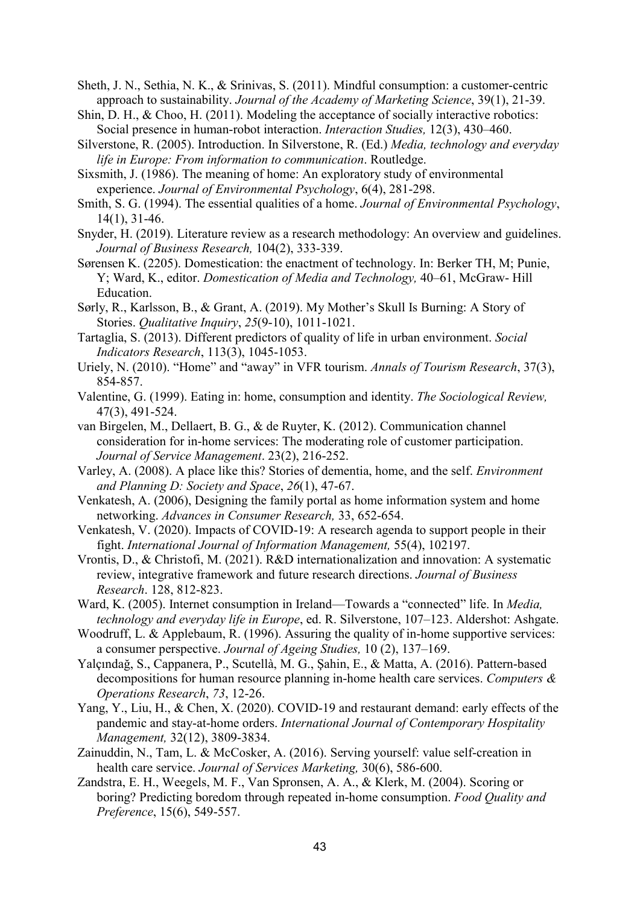Sheth, J. N., Sethia, N. K., & Srinivas, S. (2011). Mindful consumption: a customer-centric approach to sustainability. *Journal of the Academy of Marketing Science*, 39(1), 21-39.

Shin, D. H., & Choo, H. (2011). Modeling the acceptance of socially interactive robotics: Social presence in human-robot interaction. *Interaction Studies,* 12(3), 430–460.

Silverstone, R. (2005). Introduction. In Silverstone, R. (Ed.) *Media, technology and everyday life in Europe: From information to communication*. Routledge.

Sixsmith, J. (1986). The meaning of home: An exploratory study of environmental experience. *Journal of Environmental Psychology*, 6(4), 281-298.

Smith, S. G. (1994). The essential qualities of a home. *Journal of Environmental Psychology*, 14(1), 31-46.

Snyder, H. (2019). Literature review as a research methodology: An overview and guidelines. *Journal of Business Research,* 104(2), 333-339.

Sørensen K. (2205). Domestication: the enactment of technology. In: Berker TH, M; Punie, Y; Ward, K., editor. *Domestication of Media and Technology,* 40–61, McGraw- Hill Education.

Sørly, R., Karlsson, B., & Grant, A. (2019). My Mother's Skull Is Burning: A Story of Stories. *Qualitative Inquiry*, *25*(9-10), 1011-1021.

Tartaglia, S. (2013). Different predictors of quality of life in urban environment. *Social Indicators Research*, 113(3), 1045-1053.

Uriely, N. (2010). "Home" and "away" in VFR tourism. *Annals of Tourism Research*, 37(3), 854-857.

Valentine, G. (1999). Eating in: home, consumption and identity. *The Sociological Review,* 47(3), 491-524.

van Birgelen, M., Dellaert, B. G., & de Ruyter, K. (2012). Communication channel consideration for in-home services: The moderating role of customer participation. *Journal of Service Management*. 23(2), 216-252.

Varley, A. (2008). A place like this? Stories of dementia, home, and the self. *Environment and Planning D: Society and Space*, *26*(1), 47-67.

Venkatesh, A. (2006), Designing the family portal as home information system and home networking. *Advances in Consumer Research,* 33, 652-654.

Venkatesh, V. (2020). Impacts of COVID-19: A research agenda to support people in their fight. *International Journal of Information Management,* 55(4), 102197.

Vrontis, D., & Christofi, M. (2021). R&D internationalization and innovation: A systematic review, integrative framework and future research directions. *Journal of Business Research*. 128, 812-823.

Ward, K. (2005). Internet consumption in Ireland—Towards a "connected" life. In *Media, technology and everyday life in Europe*, ed. R. Silverstone, 107–123. Aldershot: Ashgate.

Woodruff, L. & Applebaum, R. (1996). Assuring the quality of in-home supportive services: a consumer perspective. *Journal of Ageing Studies,* 10 (2), 137–169.

Yalçındağ, S., Cappanera, P., Scutellà, M. G., Şahin, E., & Matta, A. (2016). Pattern-based decompositions for human resource planning in-home health care services. *Computers & Operations Research*, *73*, 12-26.

Yang, Y., Liu, H., & Chen, X. (2020). COVID-19 and restaurant demand: early effects of the pandemic and stay-at-home orders. *International Journal of Contemporary Hospitality Management,* 32(12), 3809-3834.

Zainuddin, N., Tam, L. & McCosker, A. (2016). Serving yourself: value self-creation in health care service. *Journal of Services Marketing,* 30(6), 586-600.

Zandstra, E. H., Weegels, M. F., Van Spronsen, A. A., & Klerk, M. (2004). Scoring or boring? Predicting boredom through repeated in-home consumption. *Food Quality and Preference*, 15(6), 549-557.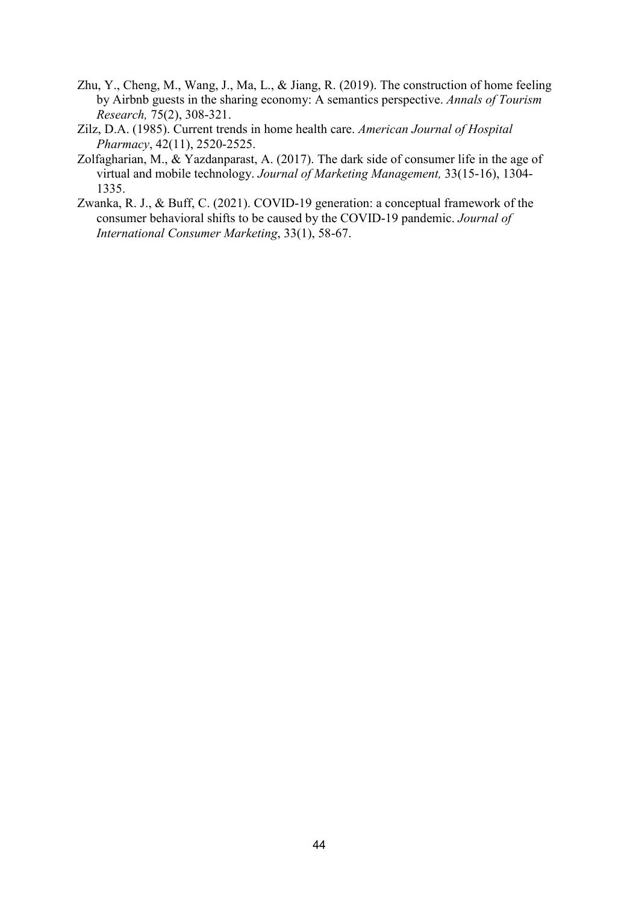Zhu, Y., Cheng, M., Wang, J., Ma, L., & Jiang, R. (2019). The construction of home feeling by Airbnb guests in the sharing economy: A semantics perspective. *Annals of Tourism Research,* 75(2), 308-321.

Zilz, D.A. (1985). Current trends in home health care. *American Journal of Hospital Pharmacy*, 42(11), 2520-2525.

Zolfagharian, M., & Yazdanparast, A. (2017). The dark side of consumer life in the age of virtual and mobile technology. *Journal of Marketing Management,* 33(15-16), 1304-1335.

Zwanka, R. J., & Buff, C. (2021). COVID-19 generation: a conceptual framework of the consumer behavioral shifts to be caused by the COVID-19 pandemic. *Journal of International Consumer Marketing*, 33(1), 58-67.